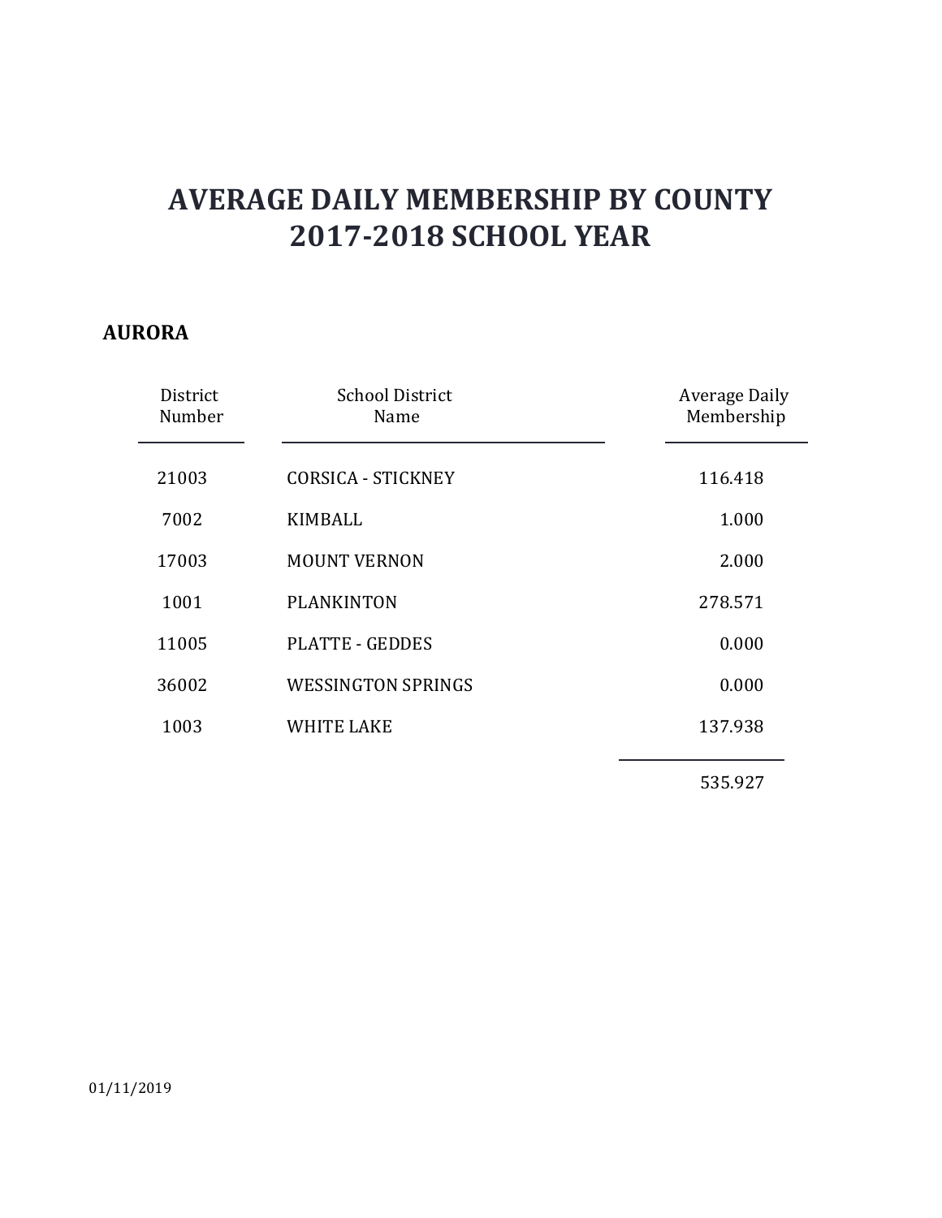# AVERAGE DAILY MEMBERSHIP BY COUNTY
# 2017-2018 SCHOOL YEAR

## AURORA

| District Number | School District Name | Average Daily Membership |
|---|---|---|
| 21003 | CORSICA - STICKNEY | 116.418 |
| 7002 | KIMBALL | 1.000 |
| 17003 | MOUNT VERNON | 2.000 |
| 1001 | PLANKINTON | 278.571 |
| 11005 | PLATTE - GEDDES | 0.000 |
| 36002 | WESSINGTON SPRINGS | 0.000 |
| 1003 | WHITE LAKE | 137.938 |
| | | 535.927 |

01/11/2019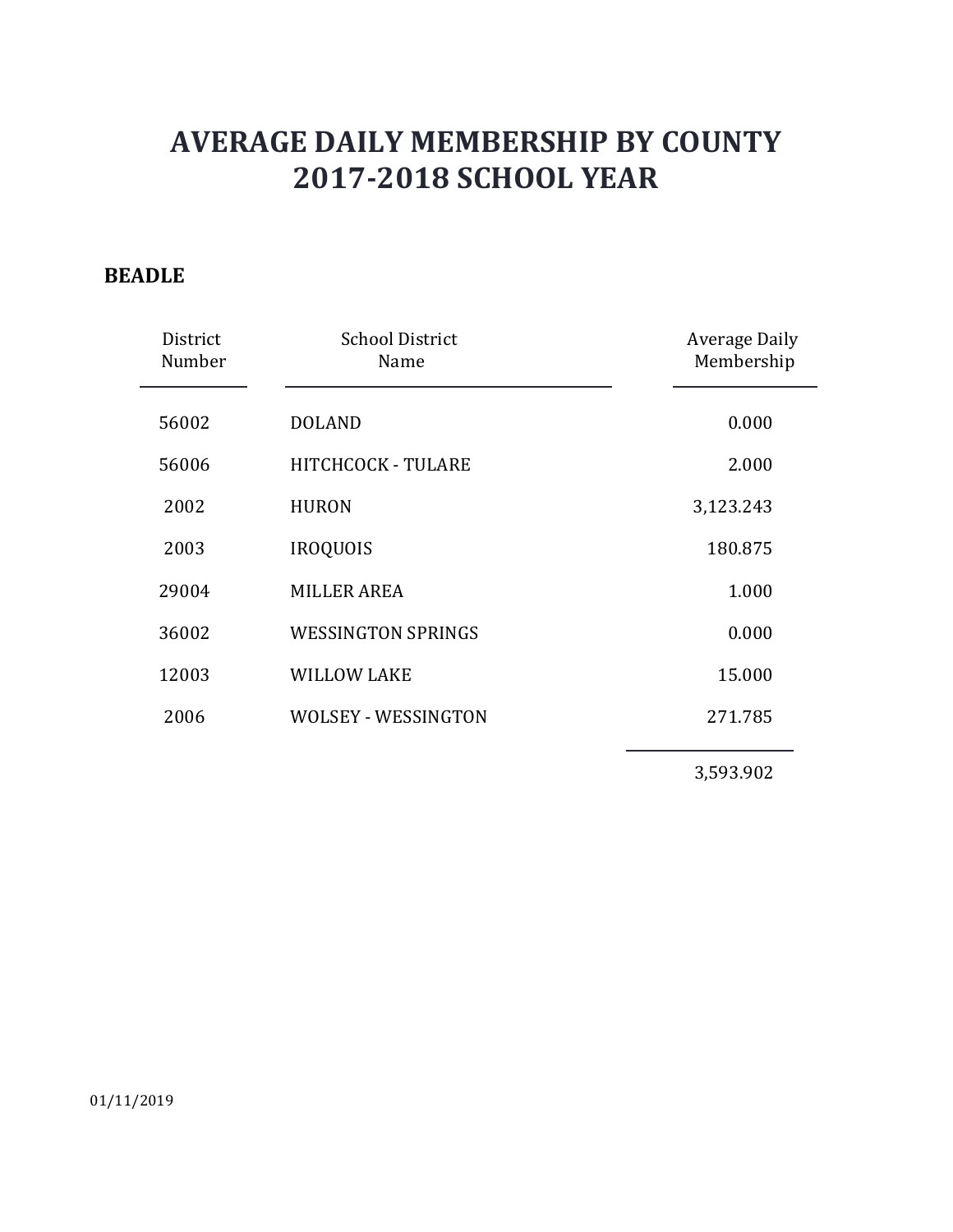# AVERAGE DAILY MEMBERSHIP BY COUNTY
# 2017-2018 SCHOOL YEAR

**BEADLE**

| District Number | School District Name | Average Daily Membership |
|---|---|---|
| 56002 | DOLAND | 0.000 |
| 56006 | HITCHCOCK - TULARE | 2.000 |
| 2002 | HURON | 3,123.243 |
| 2003 | IROQUOIS | 180.875 |
| 29004 | MILLER AREA | 1.000 |
| 36002 | WESSINGTON SPRINGS | 0.000 |
| 12003 | WILLOW LAKE | 15.000 |
| 2006 | WOLSEY - WESSINGTON | 271.785 |
| | | 3,593.902 |

01/11/2019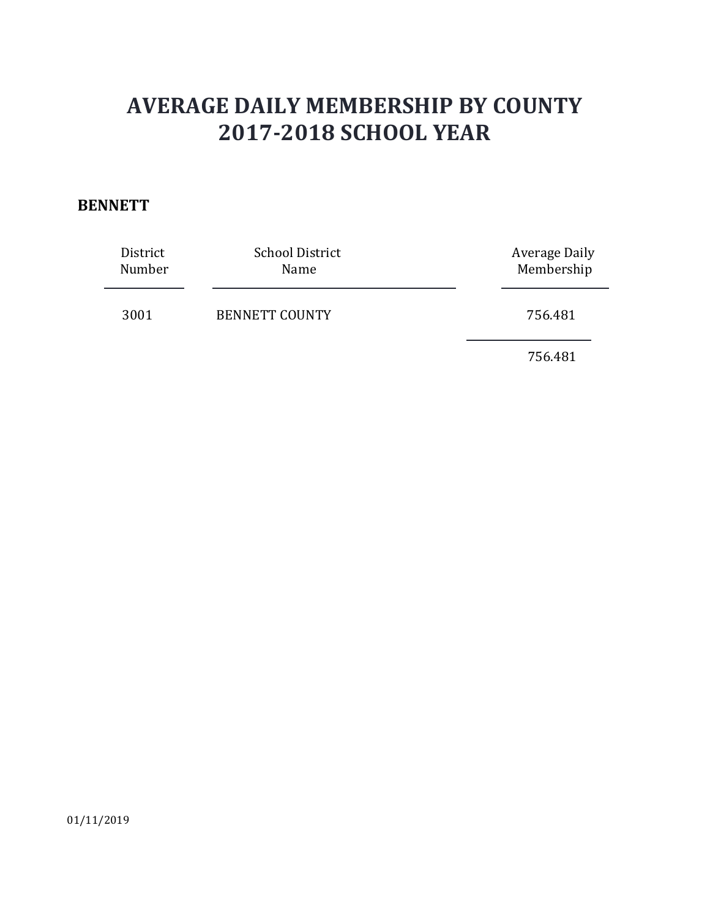# AVERAGE DAILY MEMBERSHIP BY COUNTY
# 2017-2018 SCHOOL YEAR

**BENNETT**

| District Number | School District Name | Average Daily Membership |
|---|---|---|
| 3001 | BENNETT COUNTY | 756.481 |
| | | 756.481 |

01/11/2019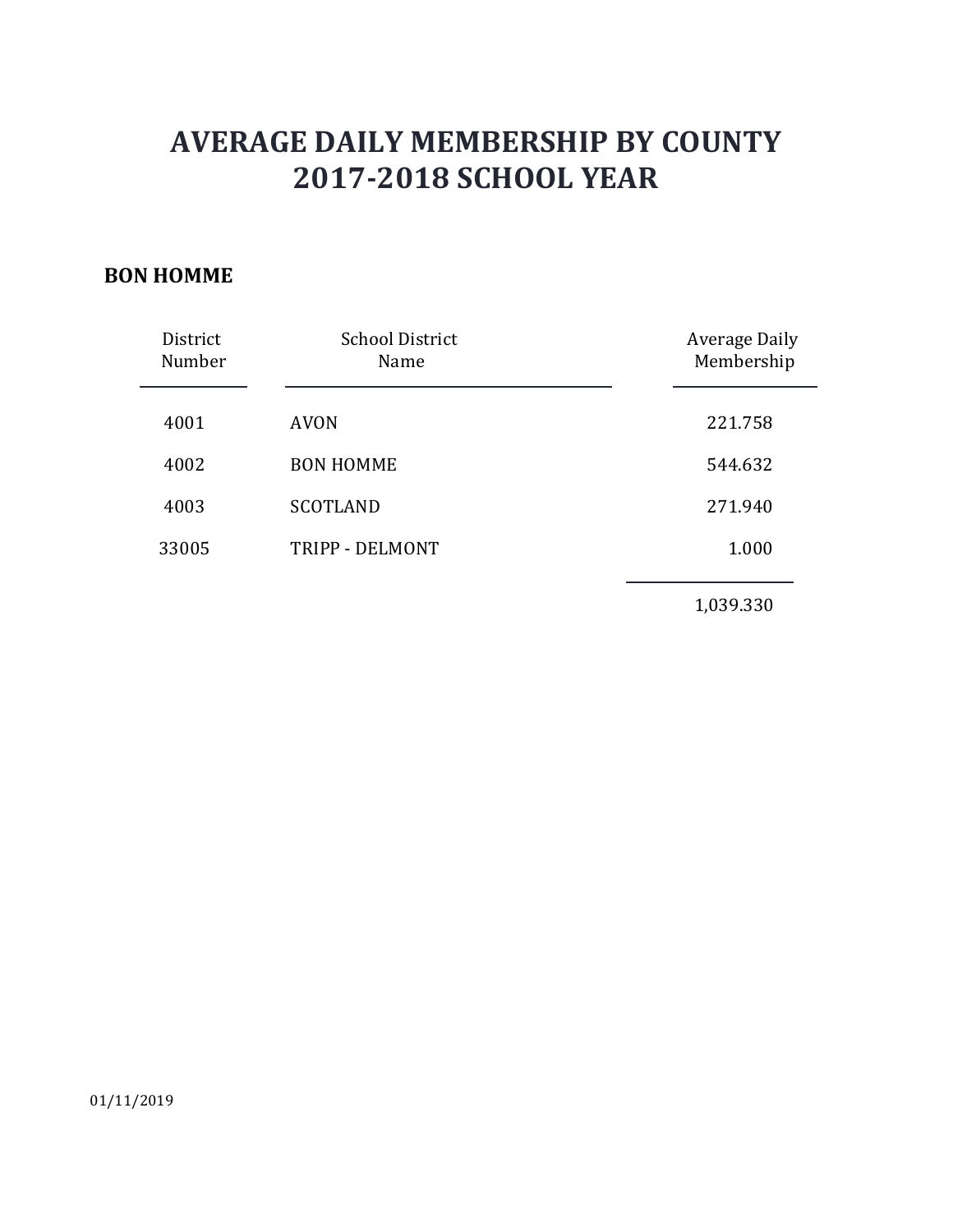# AVERAGE DAILY MEMBERSHIP BY COUNTY
# 2017-2018 SCHOOL YEAR

## BON HOMME

| District Number | School District Name | Average Daily Membership |
|---|---|---|
| 4001 | AVON | 221.758 |
| 4002 | BON HOMME | 544.632 |
| 4003 | SCOTLAND | 271.940 |
| 33005 | TRIPP - DELMONT | 1.000 |
| | | 1,039.330 |

01/11/2019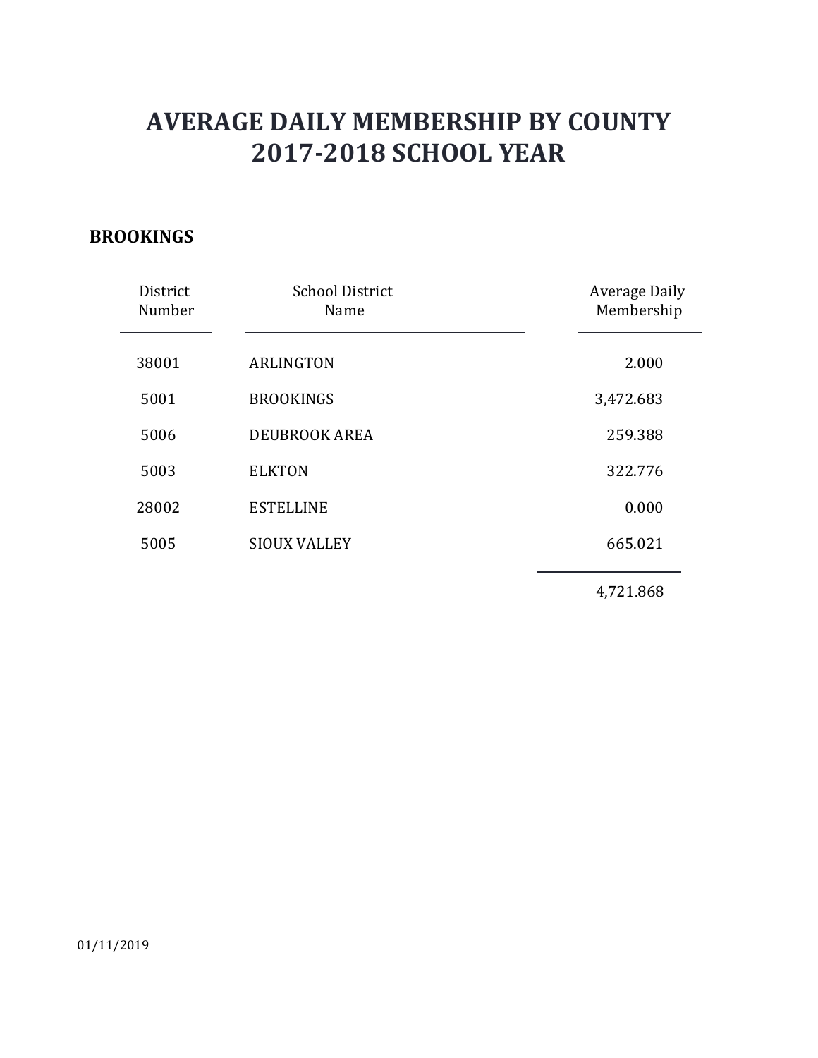# AVERAGE DAILY MEMBERSHIP BY COUNTY
# 2017-2018 SCHOOL YEAR

**BROOKINGS**

| District Number | School District Name | Average Daily Membership |
|---|---|---|
| 38001 | ARLINGTON | 2.000 |
| 5001 | BROOKINGS | 3,472.683 |
| 5006 | DEUBROOK AREA | 259.388 |
| 5003 | ELKTON | 322.776 |
| 28002 | ESTELLINE | 0.000 |
| 5005 | SIOUX VALLEY | 665.021 |
| | | 4,721.868 |

01/11/2019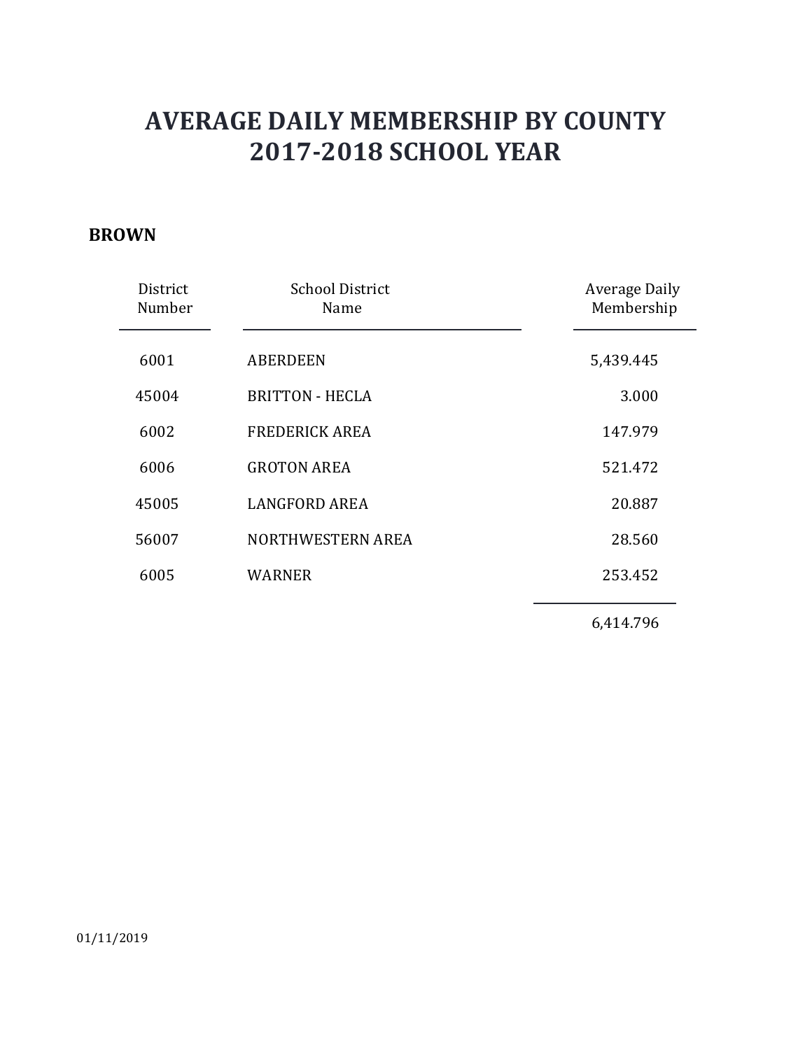# AVERAGE DAILY MEMBERSHIP BY COUNTY
# 2017-2018 SCHOOL YEAR

**BROWN**

| District Number | School District Name | Average Daily Membership |
|---|---|---|
| 6001 | ABERDEEN | 5,439.445 |
| 45004 | BRITTON - HECLA | 3.000 |
| 6002 | FREDERICK AREA | 147.979 |
| 6006 | GROTON AREA | 521.472 |
| 45005 | LANGFORD AREA | 20.887 |
| 56007 | NORTHWESTERN AREA | 28.560 |
| 6005 | WARNER | 253.452 |
| | | 6,414.796 |

01/11/2019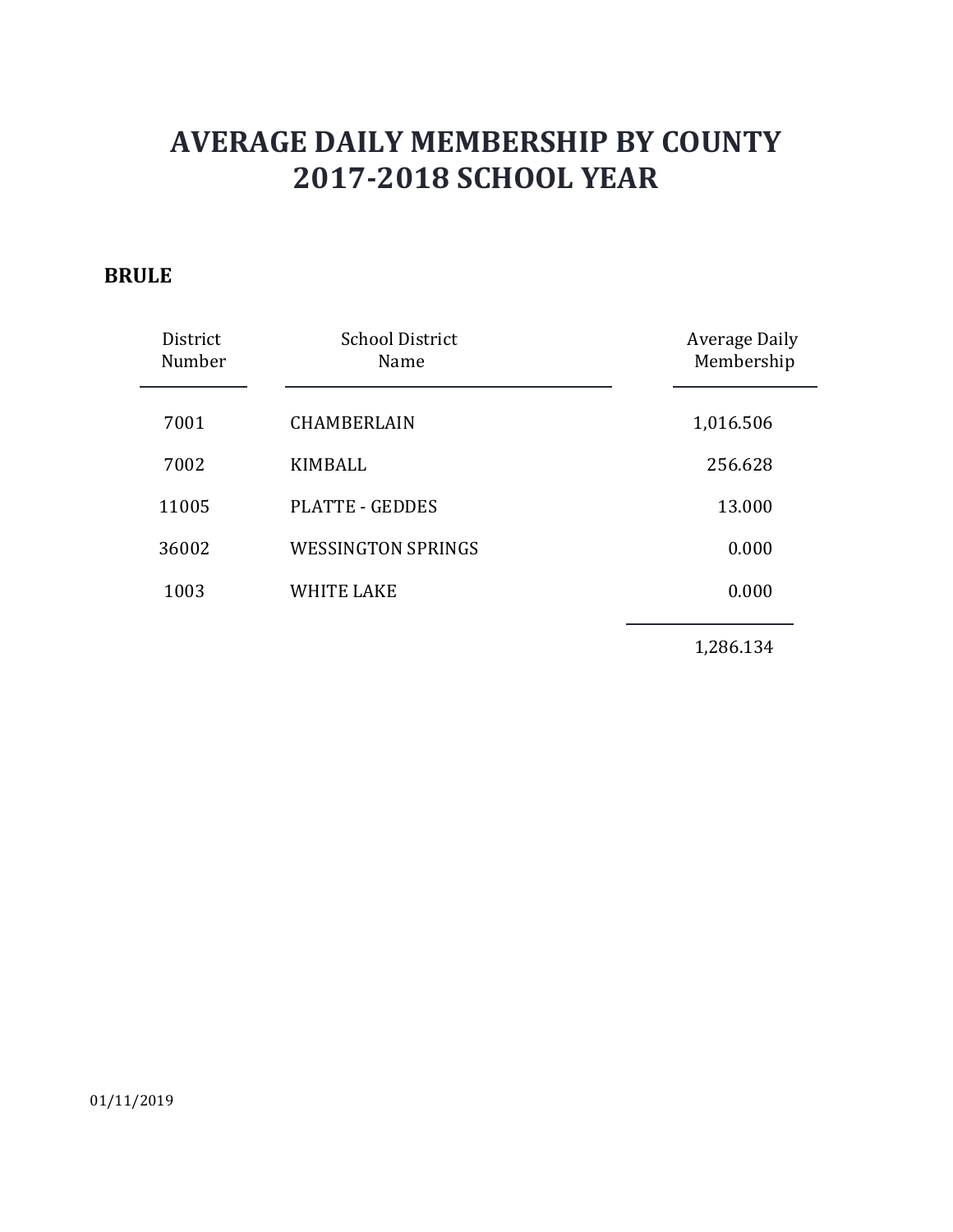# AVERAGE DAILY MEMBERSHIP BY COUNTY
# 2017-2018 SCHOOL YEAR

**BRULE**

| District Number | School District Name | Average Daily Membership |
|---|---|---|
| 7001 | CHAMBERLAIN | 1,016.506 |
| 7002 | KIMBALL | 256.628 |
| 11005 | PLATTE - GEDDES | 13.000 |
| 36002 | WESSINGTON SPRINGS | 0.000 |
| 1003 | WHITE LAKE | 0.000 |
| | | 1,286.134 |

01/11/2019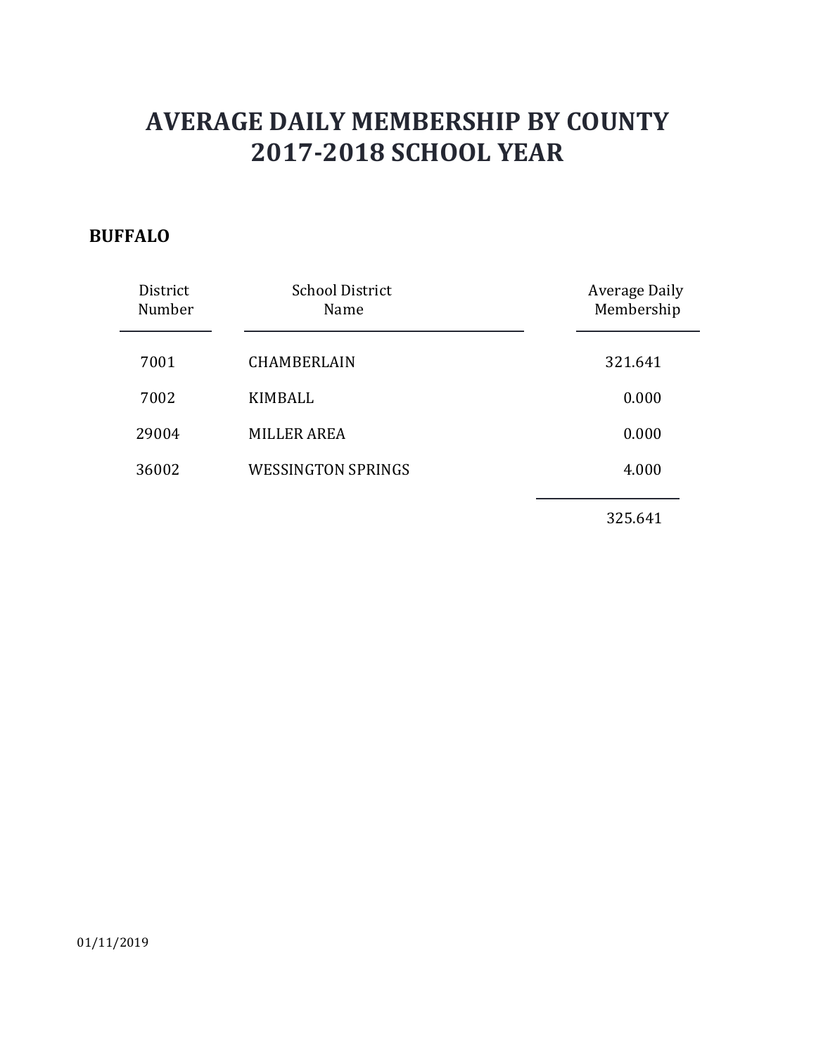# AVERAGE DAILY MEMBERSHIP BY COUNTY
# 2017-2018 SCHOOL YEAR

**BUFFALO**

| District Number | School District Name | Average Daily Membership |
|---|---|---|
| 7001 | CHAMBERLAIN | 321.641 |
| 7002 | KIMBALL | 0.000 |
| 29004 | MILLER AREA | 0.000 |
| 36002 | WESSINGTON SPRINGS | 4.000 |
| | | 325.641 |

01/11/2019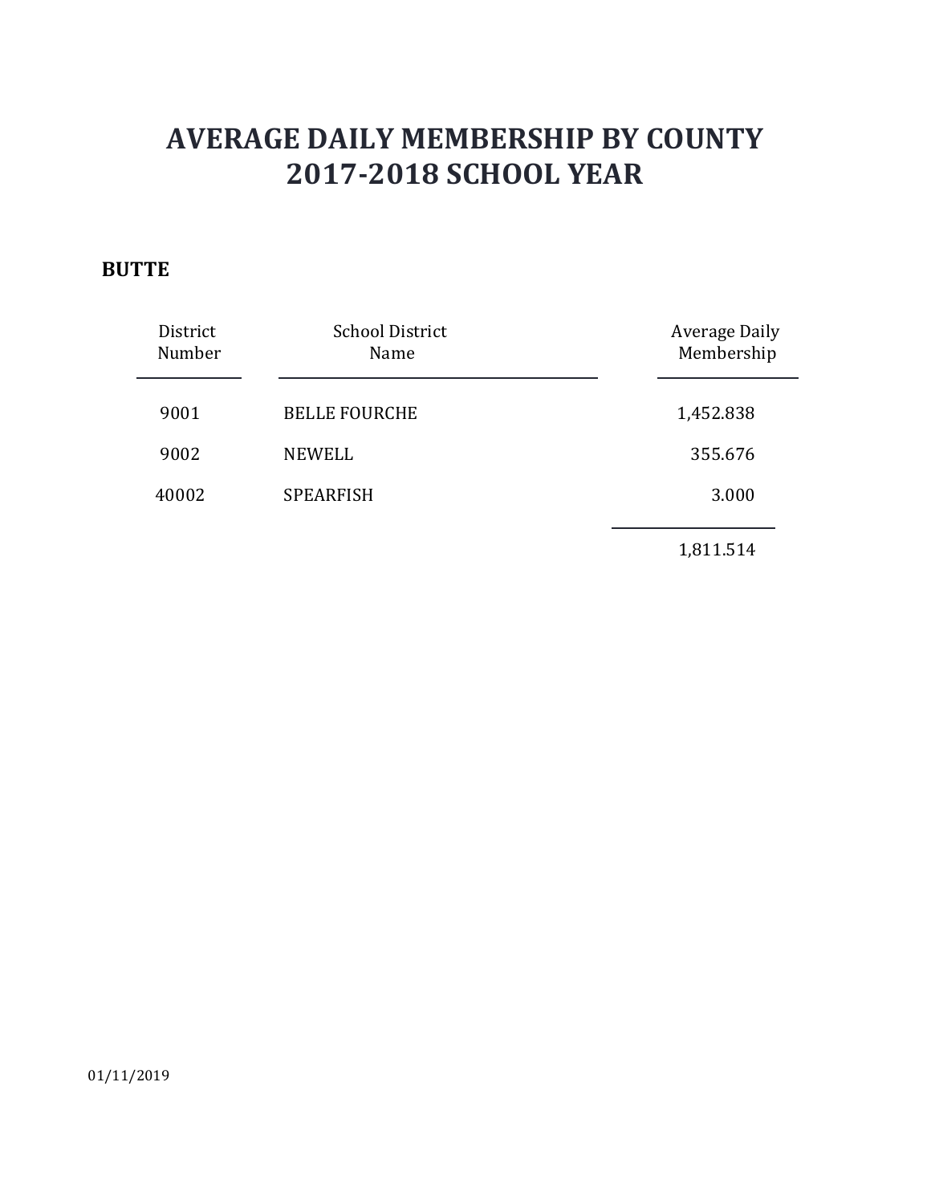# AVERAGE DAILY MEMBERSHIP BY COUNTY
# 2017-2018 SCHOOL YEAR

## BUTTE

| District Number | School District Name | Average Daily Membership |
|---|---|---|
| 9001 | BELLE FOURCHE | 1,452.838 |
| 9002 | NEWELL | 355.676 |
| 40002 | SPEARFISH | 3.000 |
| | | 1,811.514 |

01/11/2019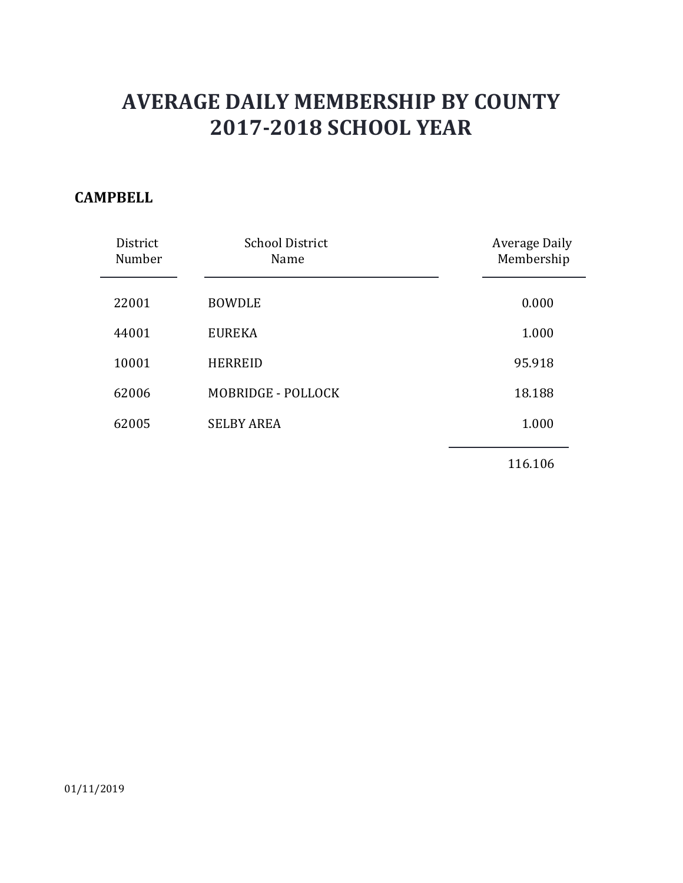# AVERAGE DAILY MEMBERSHIP BY COUNTY
# 2017-2018 SCHOOL YEAR

**CAMPBELL**

| District Number | School District Name | Average Daily Membership |
|---|---|---|
| 22001 | BOWDLE | 0.000 |
| 44001 | EUREKA | 1.000 |
| 10001 | HERREID | 95.918 |
| 62006 | MOBRIDGE - POLLOCK | 18.188 |
| 62005 | SELBY AREA | 1.000 |
| | | 116.106 |

01/11/2019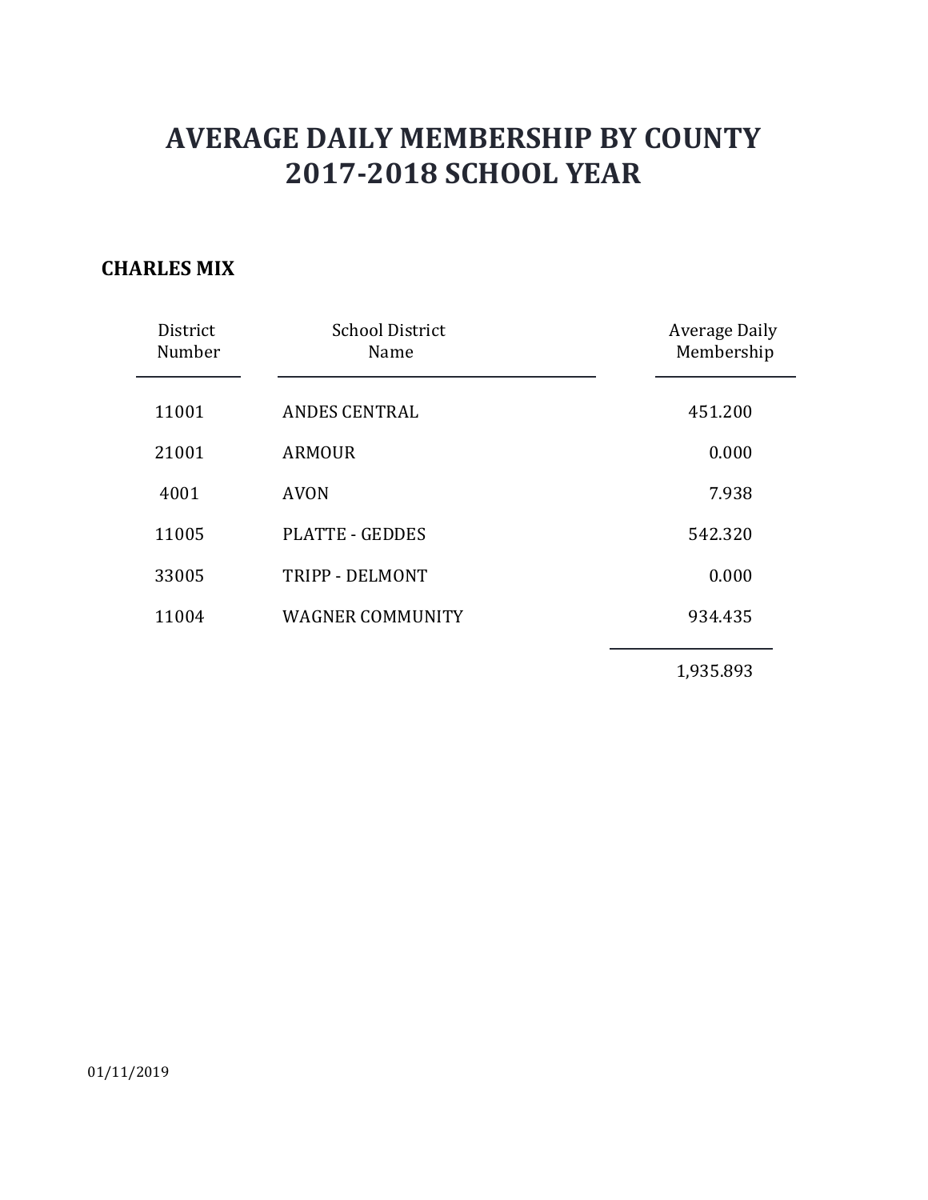# AVERAGE DAILY MEMBERSHIP BY COUNTY
# 2017-2018 SCHOOL YEAR

**CHARLES MIX**

| District Number | School District Name | Average Daily Membership |
|---|---|---|
| 11001 | ANDES CENTRAL | 451.200 |
| 21001 | ARMOUR | 0.000 |
| 4001 | AVON | 7.938 |
| 11005 | PLATTE - GEDDES | 542.320 |
| 33005 | TRIPP - DELMONT | 0.000 |
| 11004 | WAGNER COMMUNITY | 934.435 |
| | | 1,935.893 |

01/11/2019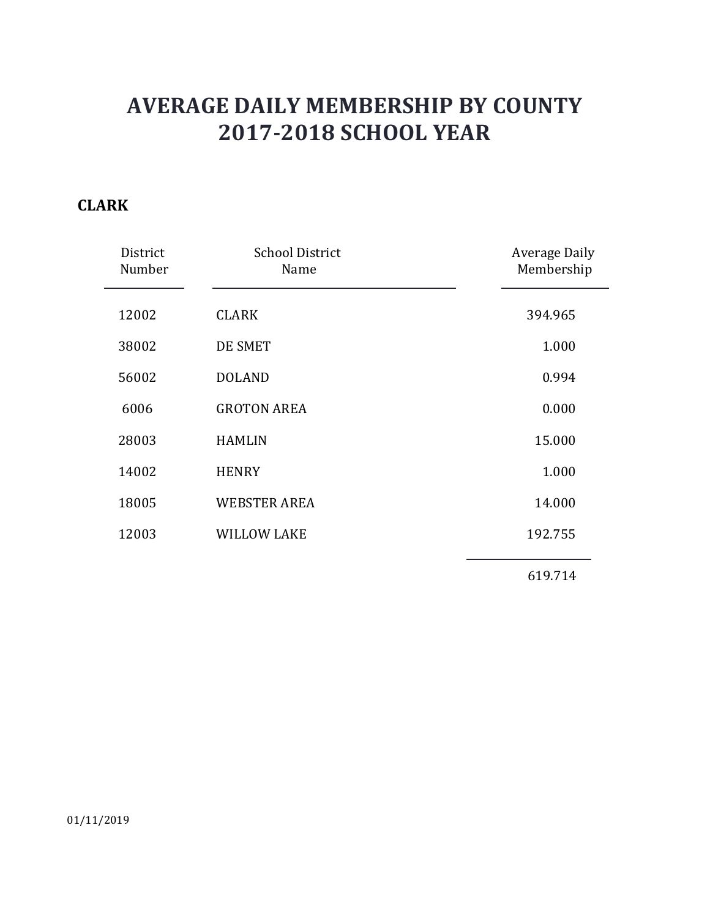# AVERAGE DAILY MEMBERSHIP BY COUNTY
# 2017-2018 SCHOOL YEAR

**CLARK**

| District Number | School District Name | Average Daily Membership |
|---|---|---|
| 12002 | CLARK | 394.965 |
| 38002 | DE SMET | 1.000 |
| 56002 | DOLAND | 0.994 |
| 6006 | GROTON AREA | 0.000 |
| 28003 | HAMLIN | 15.000 |
| 14002 | HENRY | 1.000 |
| 18005 | WEBSTER AREA | 14.000 |
| 12003 | WILLOW LAKE | 192.755 |
| | | 619.714 |

01/11/2019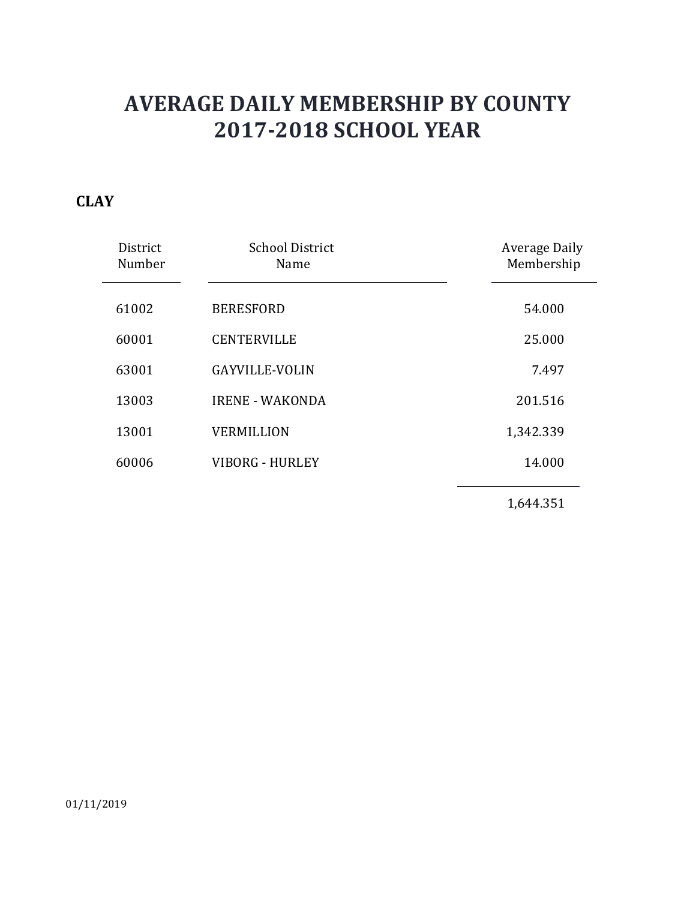# AVERAGE DAILY MEMBERSHIP BY COUNTY
# 2017-2018 SCHOOL YEAR

## CLAY

| District Number | School District Name | Average Daily Membership |
|---|---|---|
| 61002 | BERESFORD | 54.000 |
| 60001 | CENTERVILLE | 25.000 |
| 63001 | GAYVILLE-VOLIN | 7.497 |
| 13003 | IRENE - WAKONDA | 201.516 |
| 13001 | VERMILLION | 1,342.339 |
| 60006 | VIBORG - HURLEY | 14.000 |
| | | 1,644.351 |

01/11/2019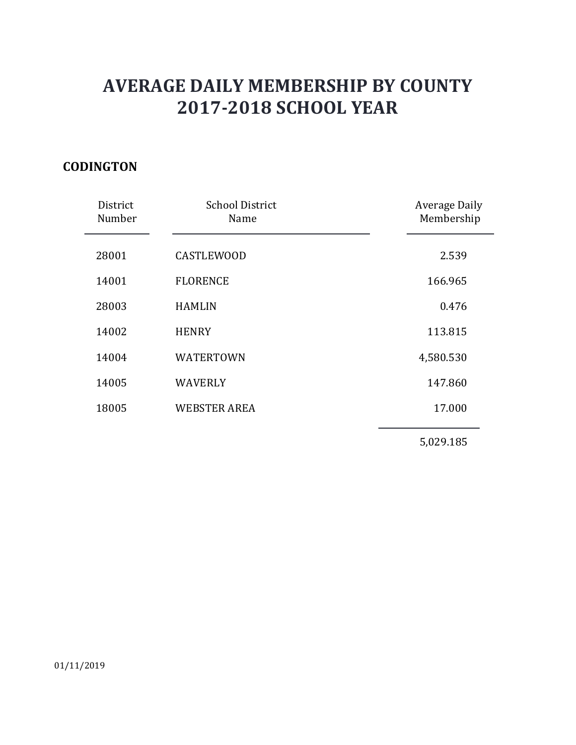# AVERAGE DAILY MEMBERSHIP BY COUNTY
# 2017-2018 SCHOOL YEAR

## CODINGTON

| District Number | School District Name | Average Daily Membership |
|---|---|---|
| 28001 | CASTLEWOOD | 2.539 |
| 14001 | FLORENCE | 166.965 |
| 28003 | HAMLIN | 0.476 |
| 14002 | HENRY | 113.815 |
| 14004 | WATERTOWN | 4,580.530 |
| 14005 | WAVERLY | 147.860 |
| 18005 | WEBSTER AREA | 17.000 |
| | | 5,029.185 |

01/11/2019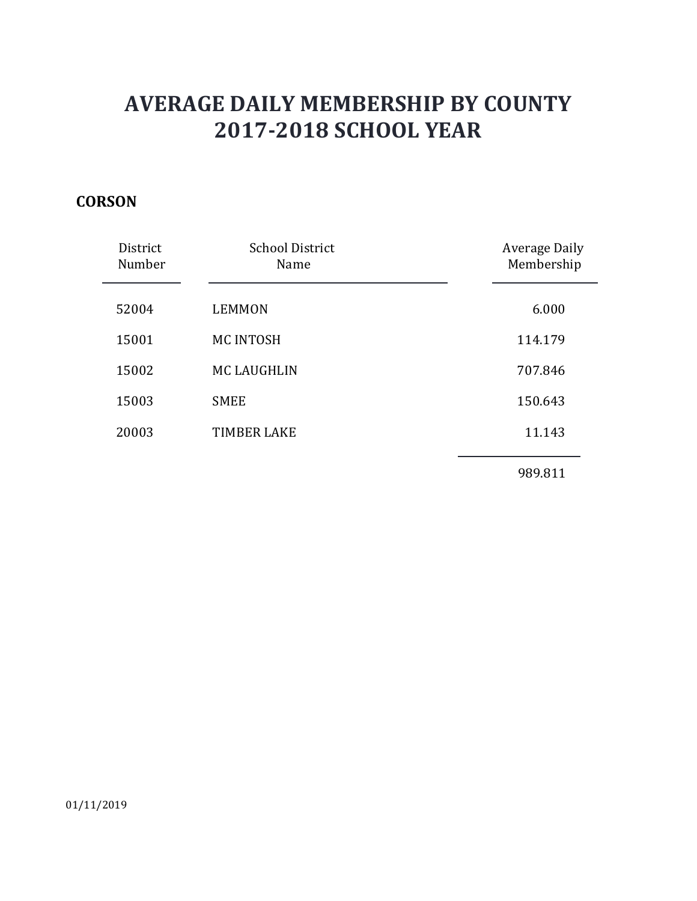# AVERAGE DAILY MEMBERSHIP BY COUNTY
# 2017-2018 SCHOOL YEAR

**CORSON**

| District Number | School District Name | Average Daily Membership |
|---|---|---|
| 52004 | LEMMON | 6.000 |
| 15001 | MC INTOSH | 114.179 |
| 15002 | MC LAUGHLIN | 707.846 |
| 15003 | SMEE | 150.643 |
| 20003 | TIMBER LAKE | 11.143 |
| | | 989.811 |

01/11/2019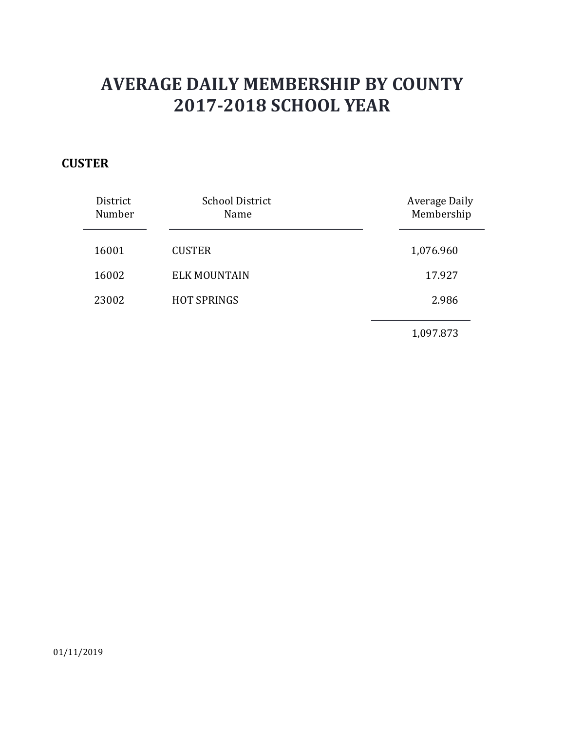# AVERAGE DAILY MEMBERSHIP BY COUNTY
# 2017-2018 SCHOOL YEAR

**CUSTER**

| District Number | School District Name | Average Daily Membership |
|---|---|---|
| 16001 | CUSTER | 1,076.960 |
| 16002 | ELK MOUNTAIN | 17.927 |
| 23002 | HOT SPRINGS | 2.986 |
| | | 1,097.873 |

01/11/2019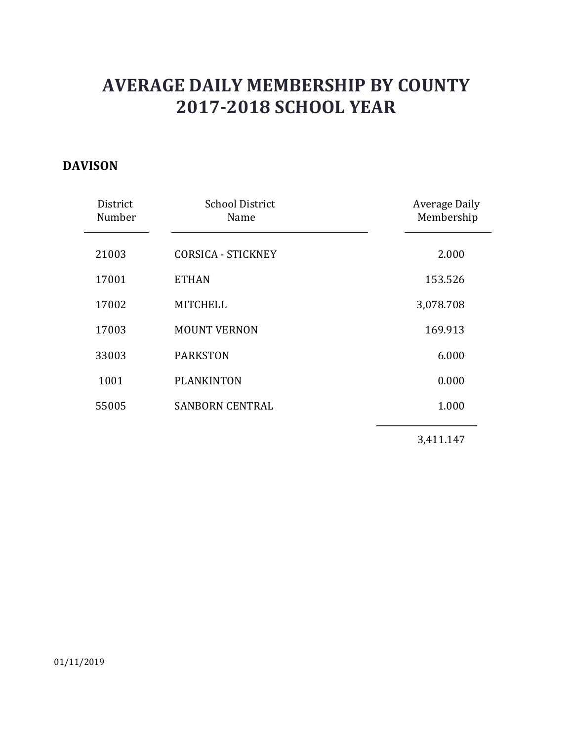# AVERAGE DAILY MEMBERSHIP BY COUNTY
# 2017-2018 SCHOOL YEAR

## DAVISON

| District Number | School District Name | Average Daily Membership |
|---|---|---|
| 21003 | CORSICA - STICKNEY | 2.000 |
| 17001 | ETHAN | 153.526 |
| 17002 | MITCHELL | 3,078.708 |
| 17003 | MOUNT VERNON | 169.913 |
| 33003 | PARKSTON | 6.000 |
| 1001 | PLANKINTON | 0.000 |
| 55005 | SANBORN CENTRAL | 1.000 |
| | | 3,411.147 |

01/11/2019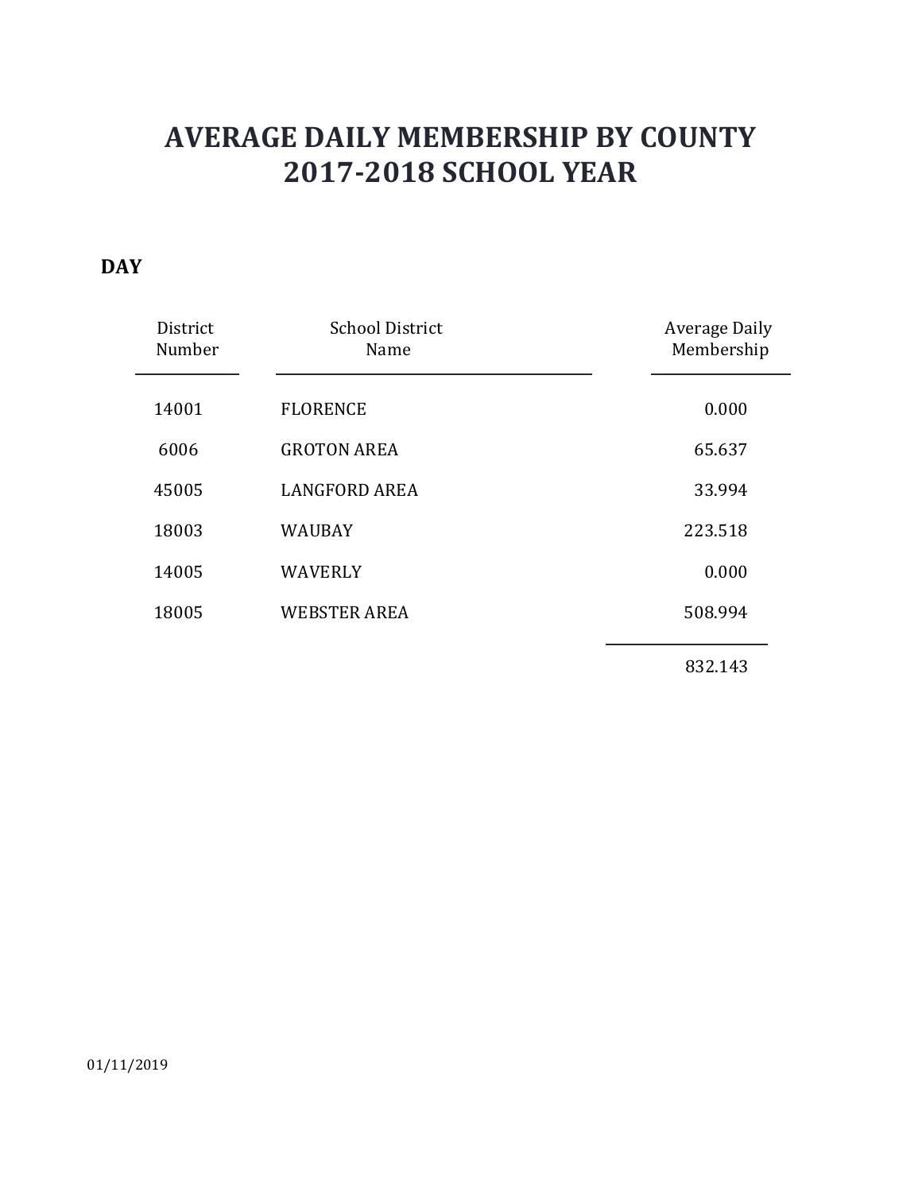# AVERAGE DAILY MEMBERSHIP BY COUNTY
# 2017-2018 SCHOOL YEAR

**DAY**

| District Number | School District Name | Average Daily Membership |
|---|---|---|
| 14001 | FLORENCE | 0.000 |
| 6006 | GROTON AREA | 65.637 |
| 45005 | LANGFORD AREA | 33.994 |
| 18003 | WAUBAY | 223.518 |
| 14005 | WAVERLY | 0.000 |
| 18005 | WEBSTER AREA | 508.994 |
| | | 832.143 |

01/11/2019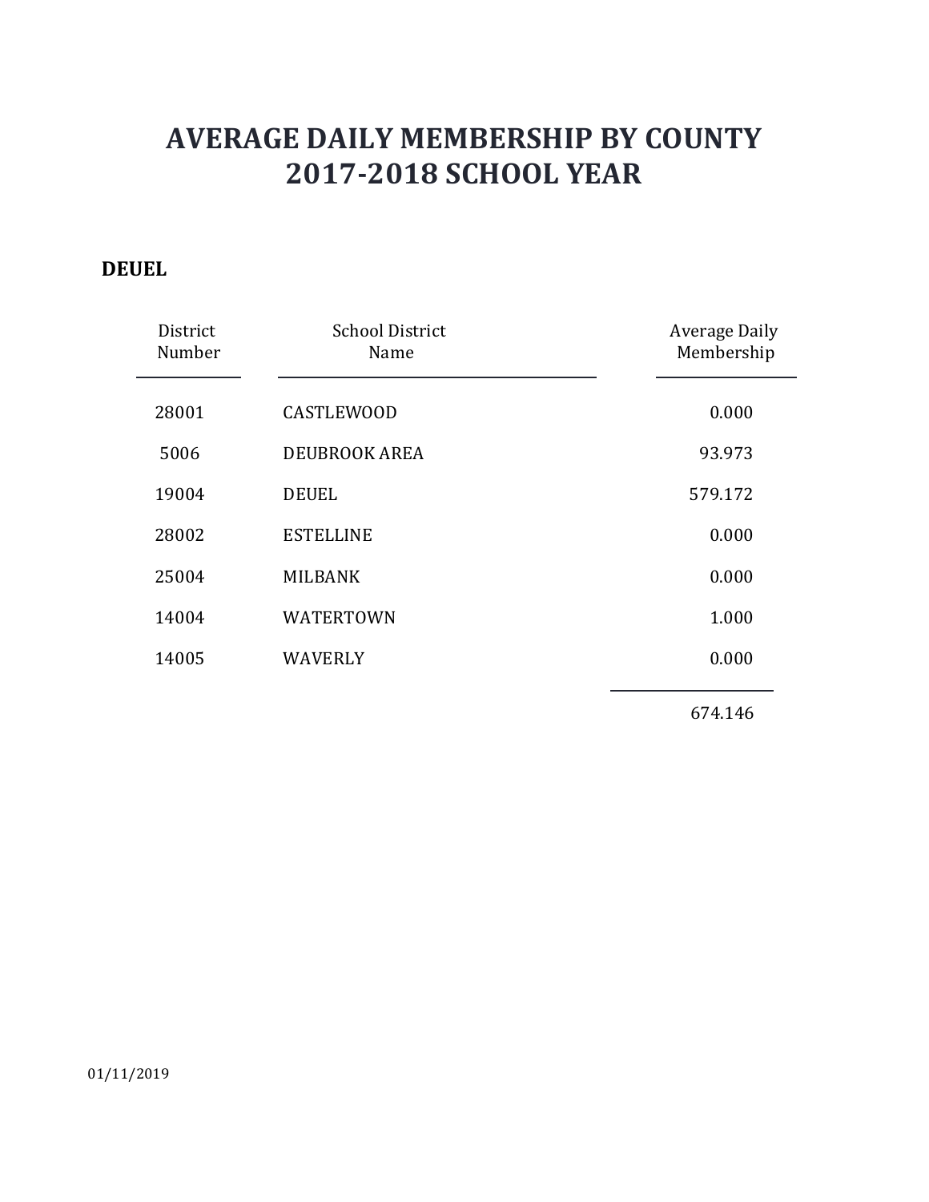# AVERAGE DAILY MEMBERSHIP BY COUNTY
# 2017-2018 SCHOOL YEAR

**DEUEL**

| District Number | School District Name | Average Daily Membership |
|---|---|---|
| 28001 | CASTLEWOOD | 0.000 |
| 5006 | DEUBROOK AREA | 93.973 |
| 19004 | DEUEL | 579.172 |
| 28002 | ESTELLINE | 0.000 |
| 25004 | MILBANK | 0.000 |
| 14004 | WATERTOWN | 1.000 |
| 14005 | WAVERLY | 0.000 |
| | | 674.146 |

01/11/2019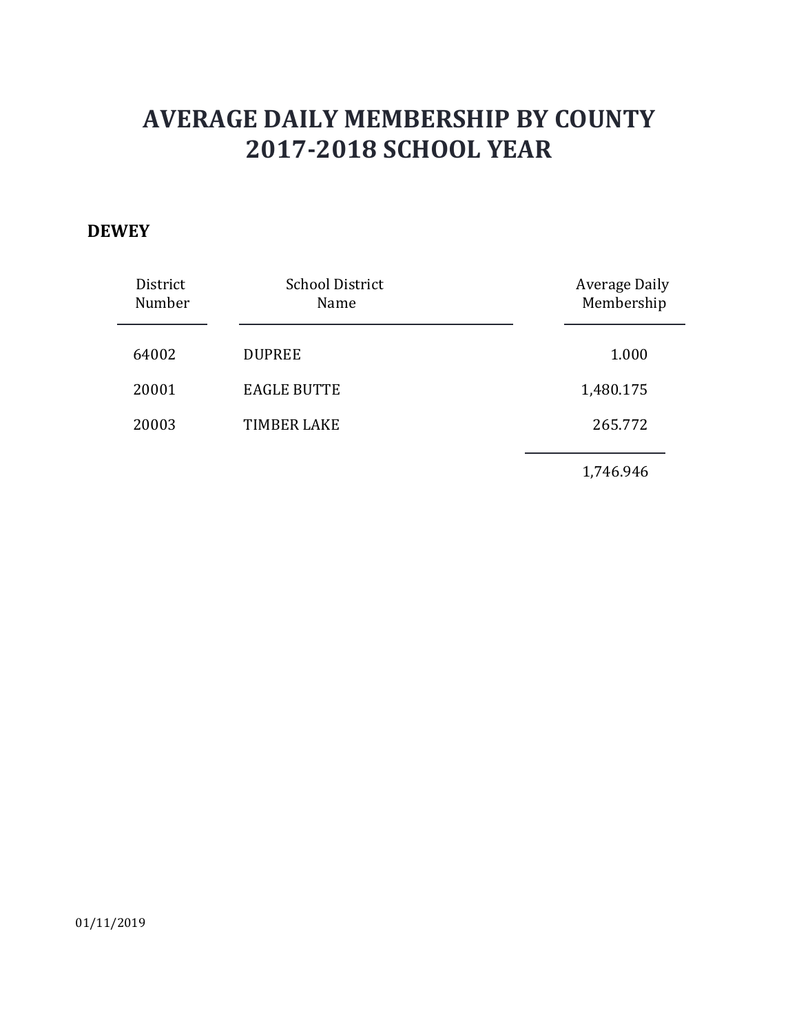# AVERAGE DAILY MEMBERSHIP BY COUNTY
# 2017-2018 SCHOOL YEAR

**DEWEY**

| District Number | School District Name | Average Daily Membership |
|---|---|---|
| 64002 | DUPREE | 1.000 |
| 20001 | EAGLE BUTTE | 1,480.175 |
| 20003 | TIMBER LAKE | 265.772 |
| | | 1,746.946 |

01/11/2019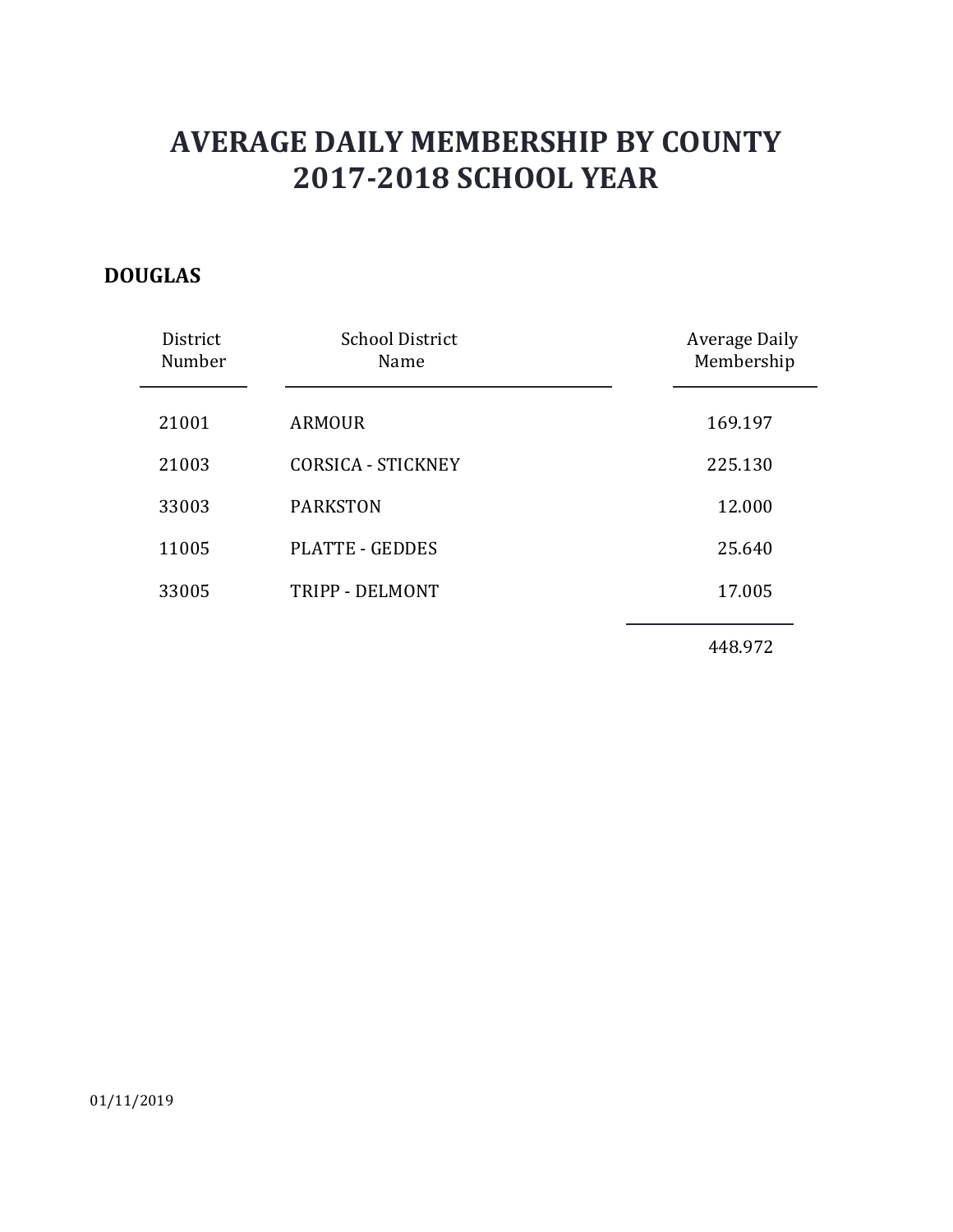# AVERAGE DAILY MEMBERSHIP BY COUNTY
# 2017-2018 SCHOOL YEAR

**DOUGLAS**

| District Number | School District Name | Average Daily Membership |
|---|---|---|
| 21001 | ARMOUR | 169.197 |
| 21003 | CORSICA - STICKNEY | 225.130 |
| 33003 | PARKSTON | 12.000 |
| 11005 | PLATTE - GEDDES | 25.640 |
| 33005 | TRIPP - DELMONT | 17.005 |
| | | 448.972 |

01/11/2019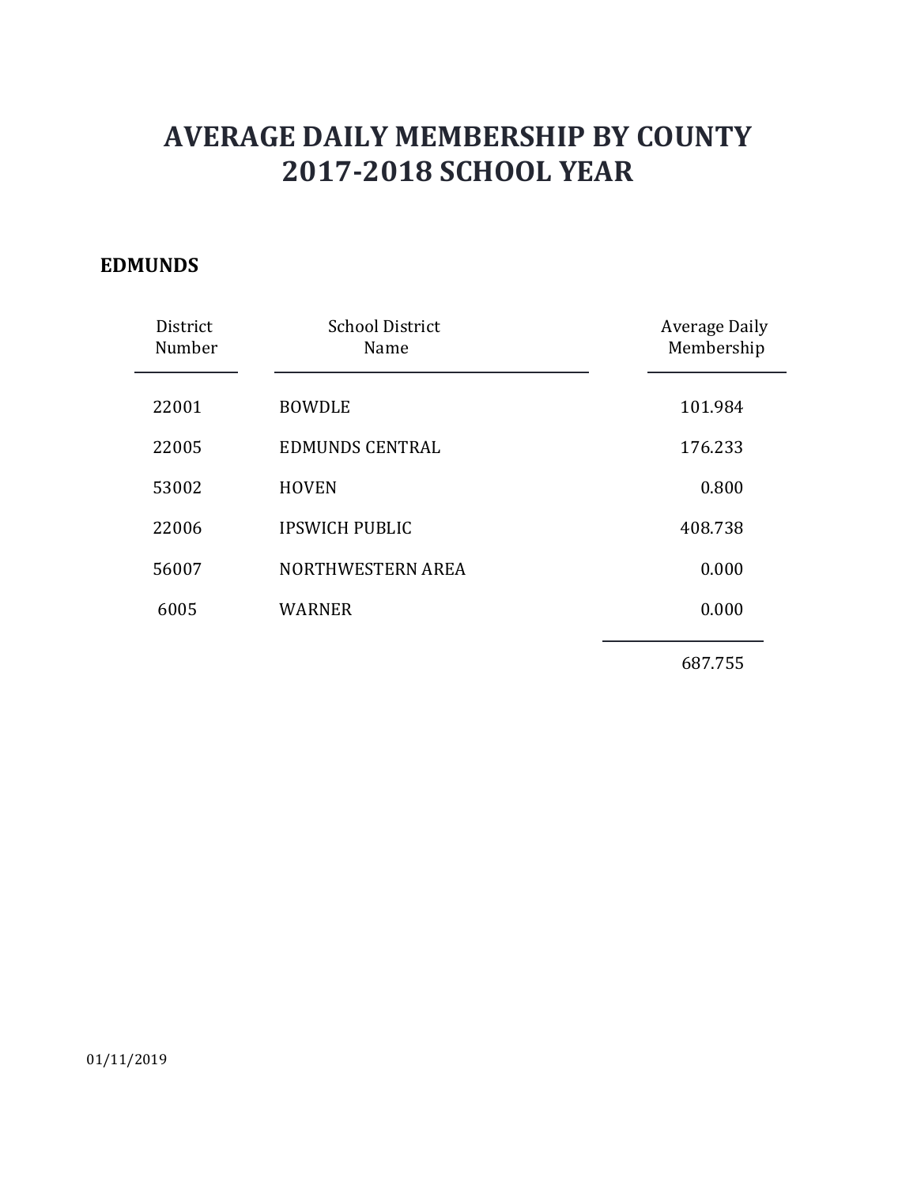# AVERAGE DAILY MEMBERSHIP BY COUNTY
# 2017-2018 SCHOOL YEAR

## EDMUNDS

| District Number | School District Name | Average Daily Membership |
|---|---|---|
| 22001 | BOWDLE | 101.984 |
| 22005 | EDMUNDS CENTRAL | 176.233 |
| 53002 | HOVEN | 0.800 |
| 22006 | IPSWICH PUBLIC | 408.738 |
| 56007 | NORTHWESTERN AREA | 0.000 |
| 6005 | WARNER | 0.000 |
| | | 687.755 |

01/11/2019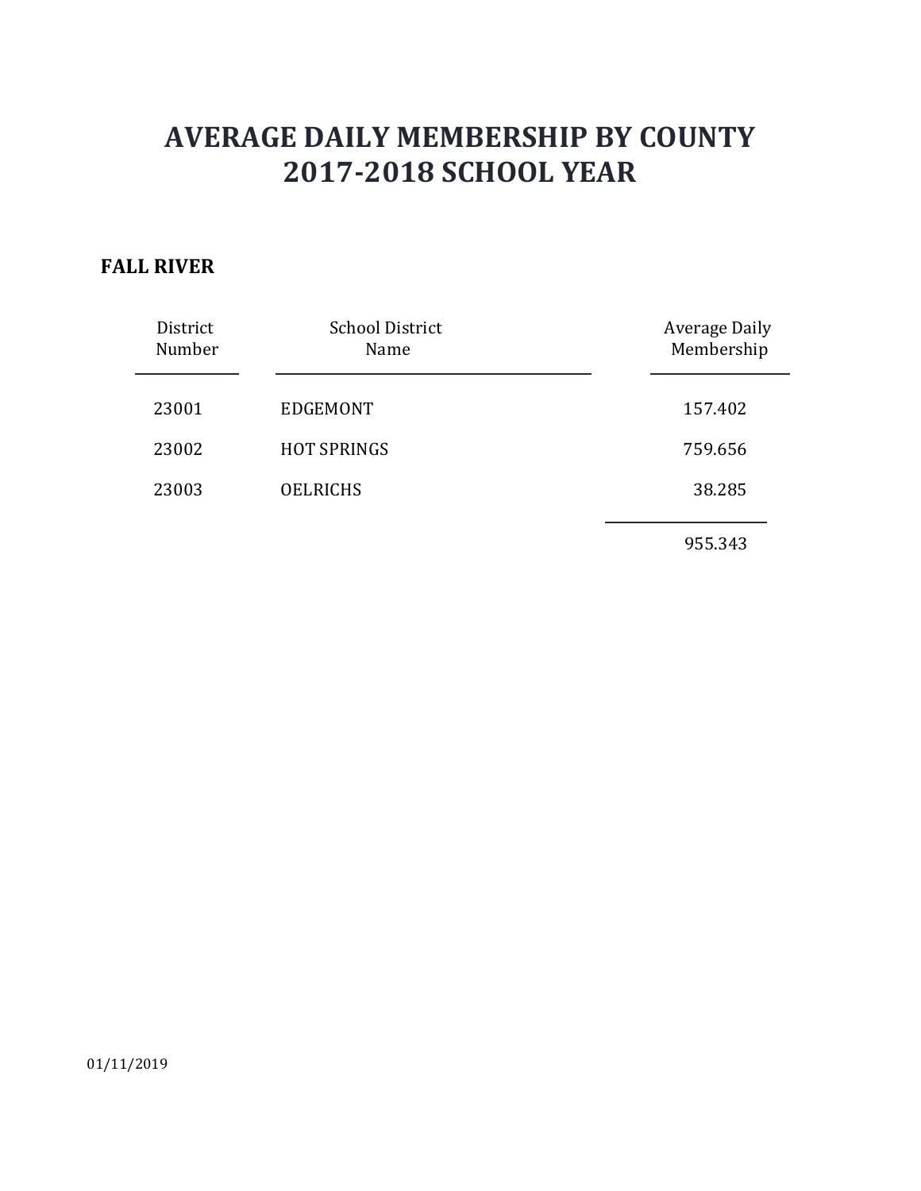# AVERAGE DAILY MEMBERSHIP BY COUNTY
# 2017-2018 SCHOOL YEAR

**FALL RIVER**

| District Number | School District Name | Average Daily Membership |
|---|---|---|
| 23001 | EDGEMONT | 157.402 |
| 23002 | HOT SPRINGS | 759.656 |
| 23003 | OELRICHS | 38.285 |
| | | 955.343 |

01/11/2019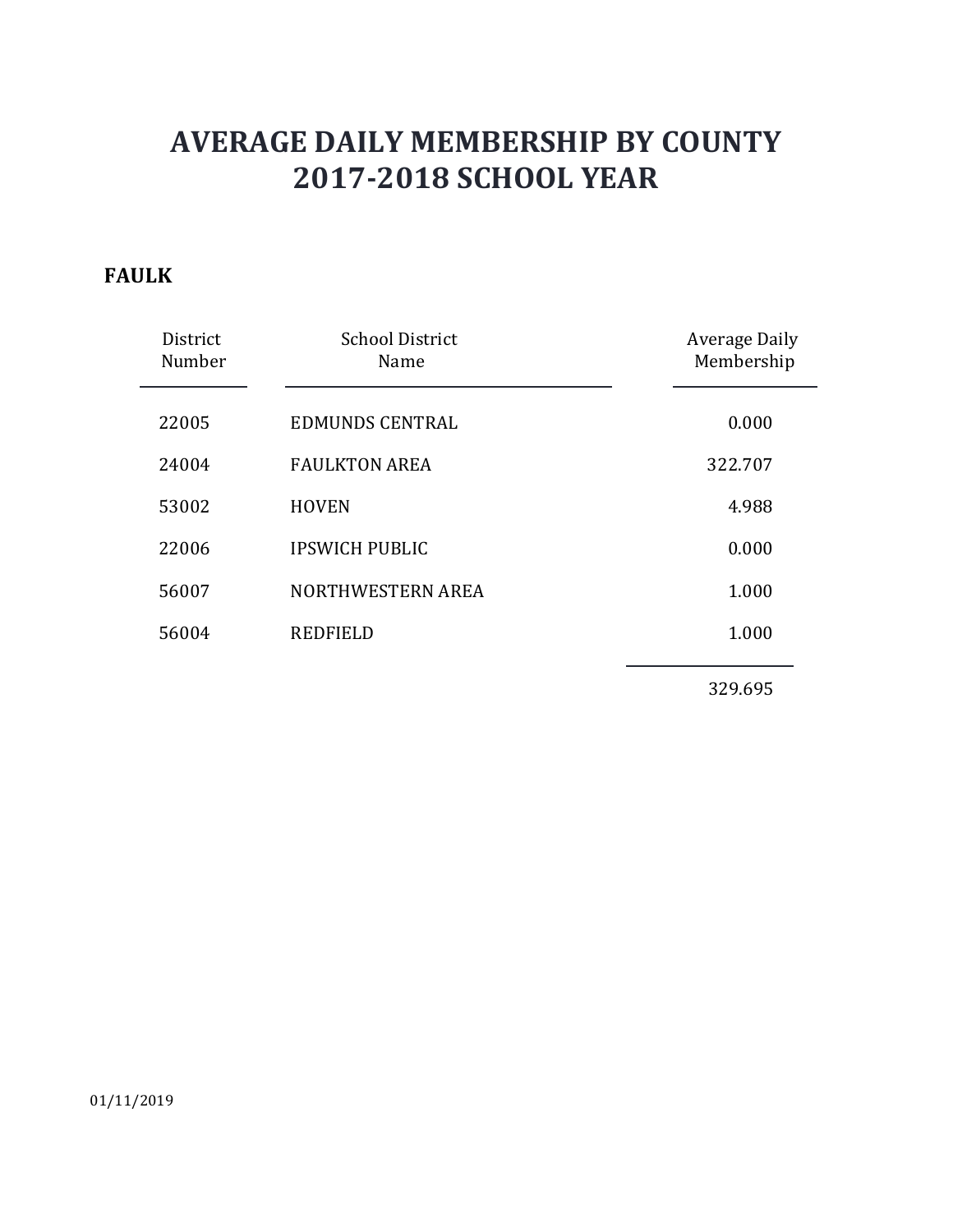# AVERAGE DAILY MEMBERSHIP BY COUNTY
# 2017-2018 SCHOOL YEAR

**FAULK**

| District Number | School District Name | Average Daily Membership |
|---|---|---|
| 22005 | EDMUNDS CENTRAL | 0.000 |
| 24004 | FAULKTON AREA | 322.707 |
| 53002 | HOVEN | 4.988 |
| 22006 | IPSWICH PUBLIC | 0.000 |
| 56007 | NORTHWESTERN AREA | 1.000 |
| 56004 | REDFIELD | 1.000 |
| | | 329.695 |

01/11/2019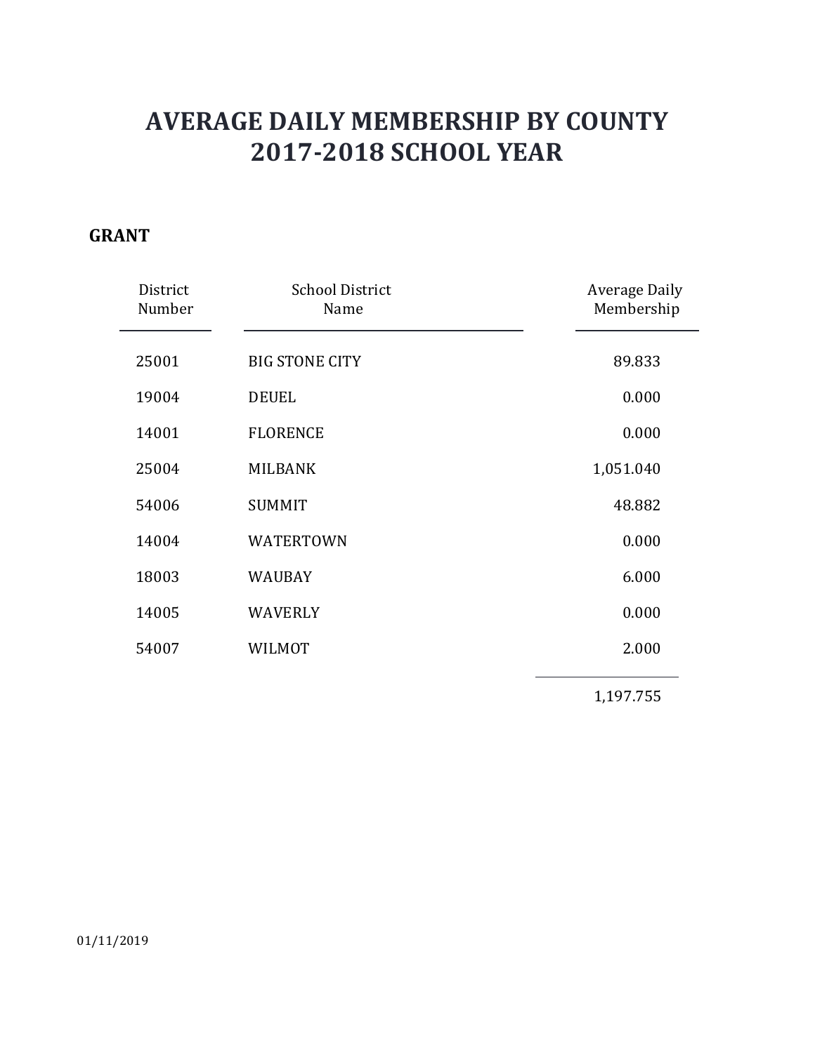# AVERAGE DAILY MEMBERSHIP BY COUNTY
# 2017-2018 SCHOOL YEAR

## GRANT

| District Number | School District Name | Average Daily Membership |
|---|---|---|
| 25001 | BIG STONE CITY | 89.833 |
| 19004 | DEUEL | 0.000 |
| 14001 | FLORENCE | 0.000 |
| 25004 | MILBANK | 1,051.040 |
| 54006 | SUMMIT | 48.882 |
| 14004 | WATERTOWN | 0.000 |
| 18003 | WAUBAY | 6.000 |
| 14005 | WAVERLY | 0.000 |
| 54007 | WILMOT | 2.000 |
| | | 1,197.755 |

01/11/2019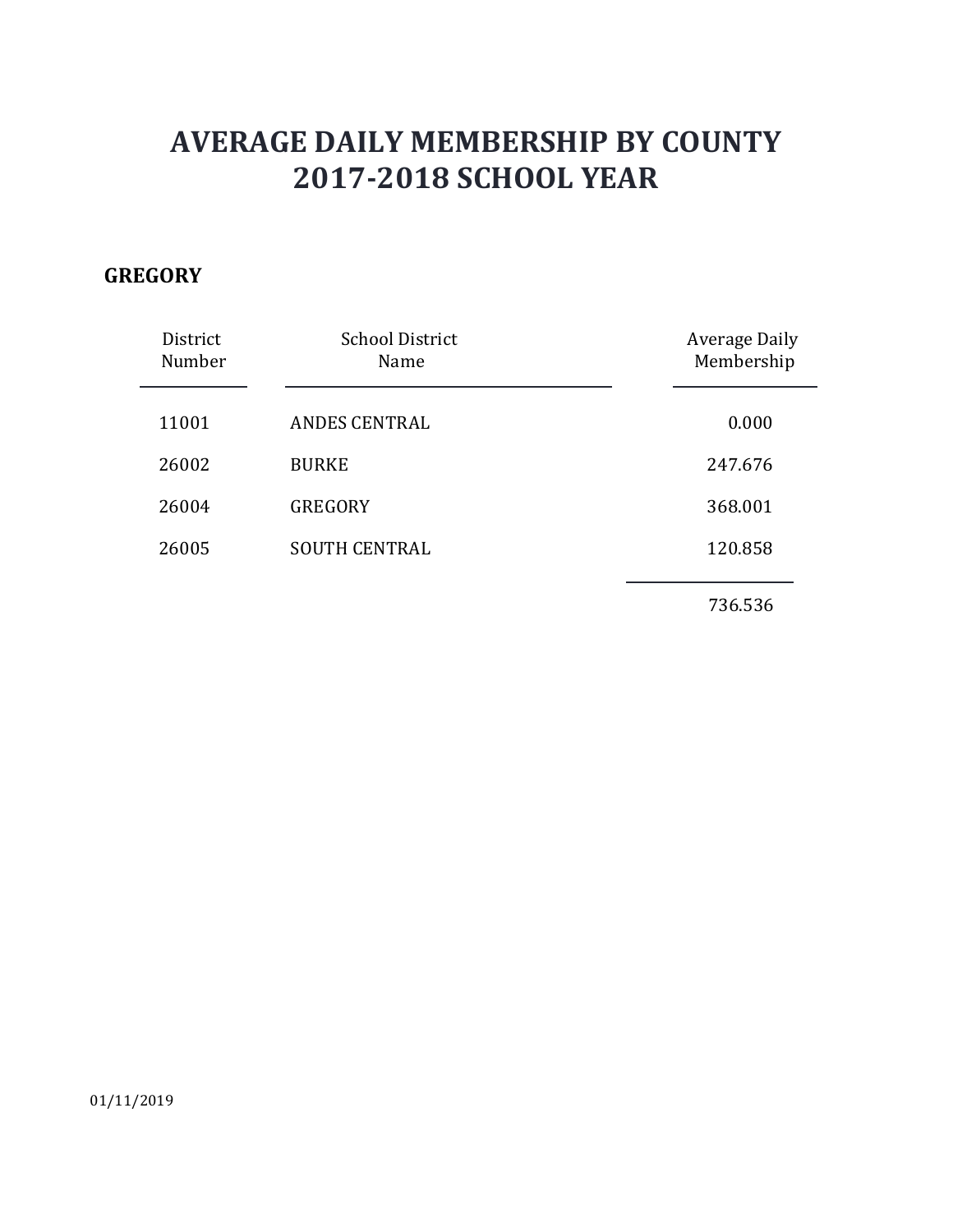# AVERAGE DAILY MEMBERSHIP BY COUNTY
# 2017-2018 SCHOOL YEAR

**GREGORY**

| District Number | School District Name | Average Daily Membership |
|---|---|---|
| 11001 | ANDES CENTRAL | 0.000 |
| 26002 | BURKE | 247.676 |
| 26004 | GREGORY | 368.001 |
| 26005 | SOUTH CENTRAL | 120.858 |
| | | 736.536 |

01/11/2019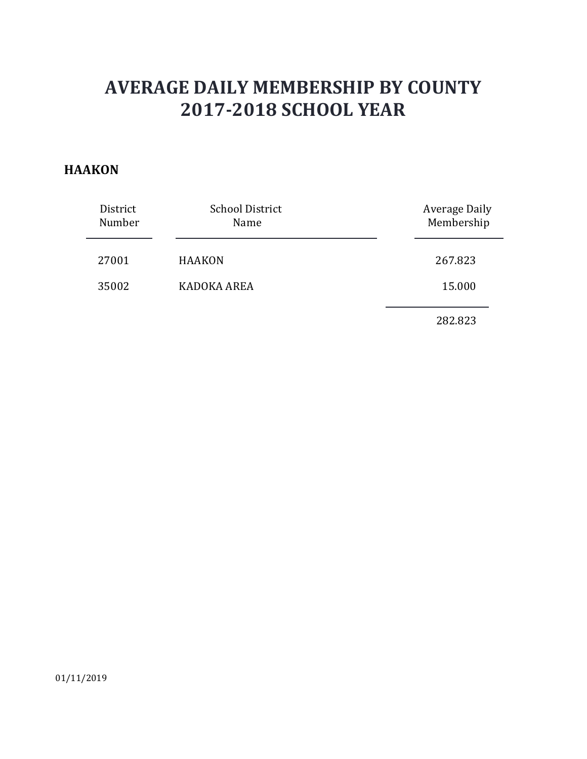# AVERAGE DAILY MEMBERSHIP BY COUNTY
# 2017-2018 SCHOOL YEAR

**HAAKON**

| District Number | School District Name | Average Daily Membership |
|---|---|---|
| 27001 | HAAKON | 267.823 |
| 35002 | KADOKA AREA | 15.000 |
| | | 282.823 |

01/11/2019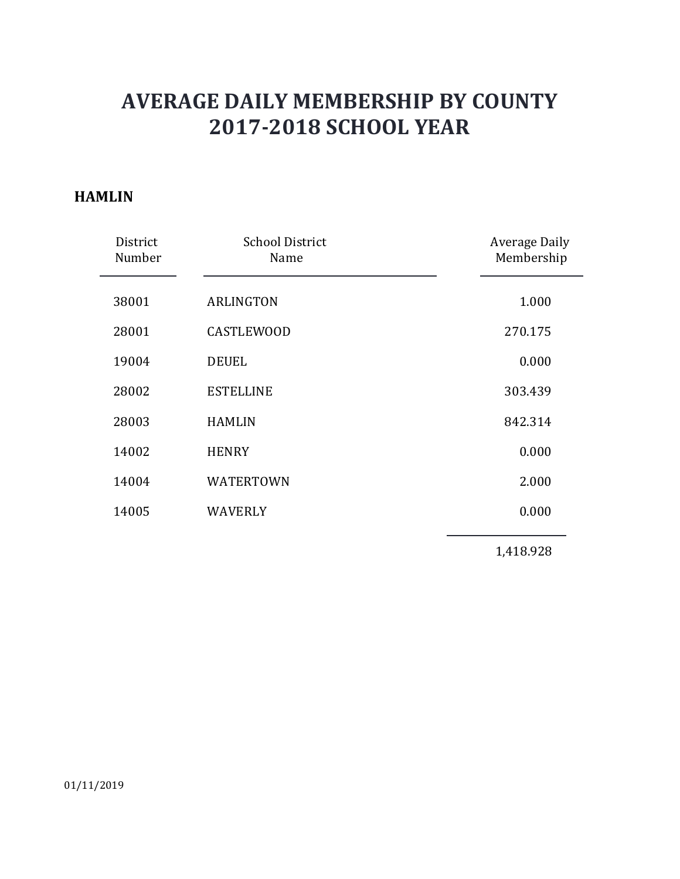# AVERAGE DAILY MEMBERSHIP BY COUNTY
# 2017-2018 SCHOOL YEAR

## HAMLIN

| District Number | School District Name | Average Daily Membership |
|---|---|---|
| 38001 | ARLINGTON | 1.000 |
| 28001 | CASTLEWOOD | 270.175 |
| 19004 | DEUEL | 0.000 |
| 28002 | ESTELLINE | 303.439 |
| 28003 | HAMLIN | 842.314 |
| 14002 | HENRY | 0.000 |
| 14004 | WATERTOWN | 2.000 |
| 14005 | WAVERLY | 0.000 |
| | | 1,418.928 |

01/11/2019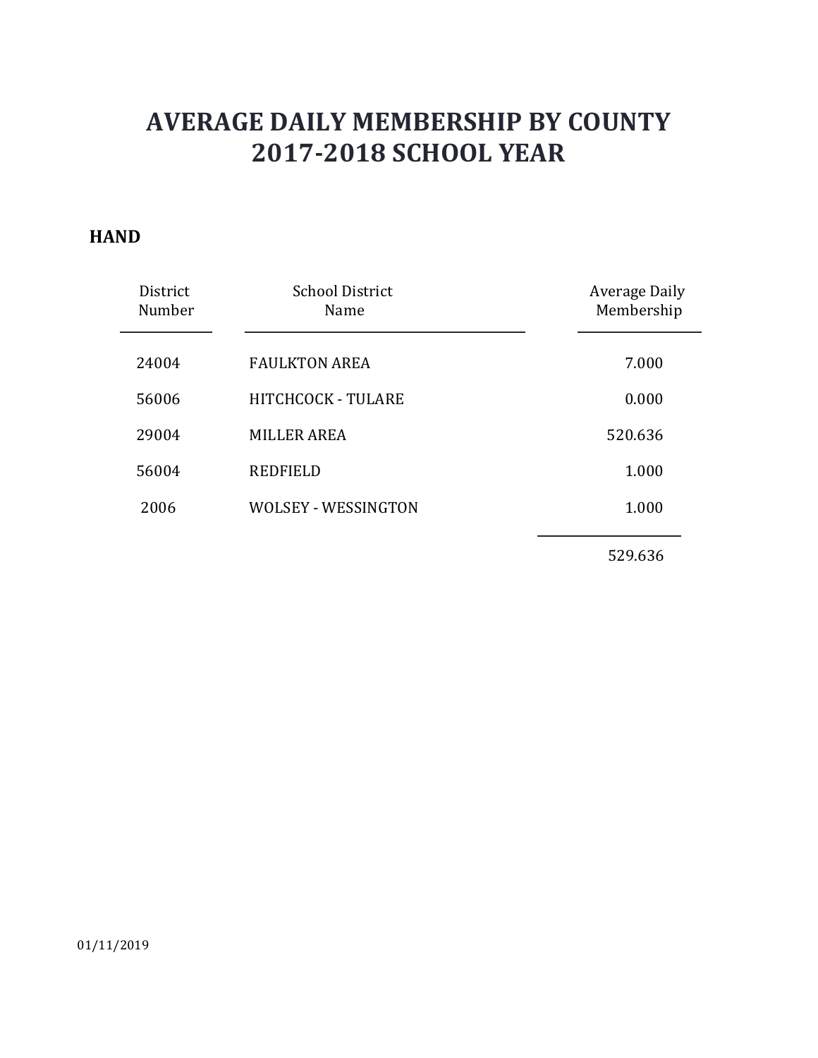# AVERAGE DAILY MEMBERSHIP BY COUNTY
# 2017-2018 SCHOOL YEAR

## HAND

| District Number | School District Name | Average Daily Membership |
|---|---|---|
| 24004 | FAULKTON AREA | 7.000 |
| 56006 | HITCHCOCK - TULARE | 0.000 |
| 29004 | MILLER AREA | 520.636 |
| 56004 | REDFIELD | 1.000 |
| 2006 | WOLSEY - WESSINGTON | 1.000 |
| | | 529.636 |

01/11/2019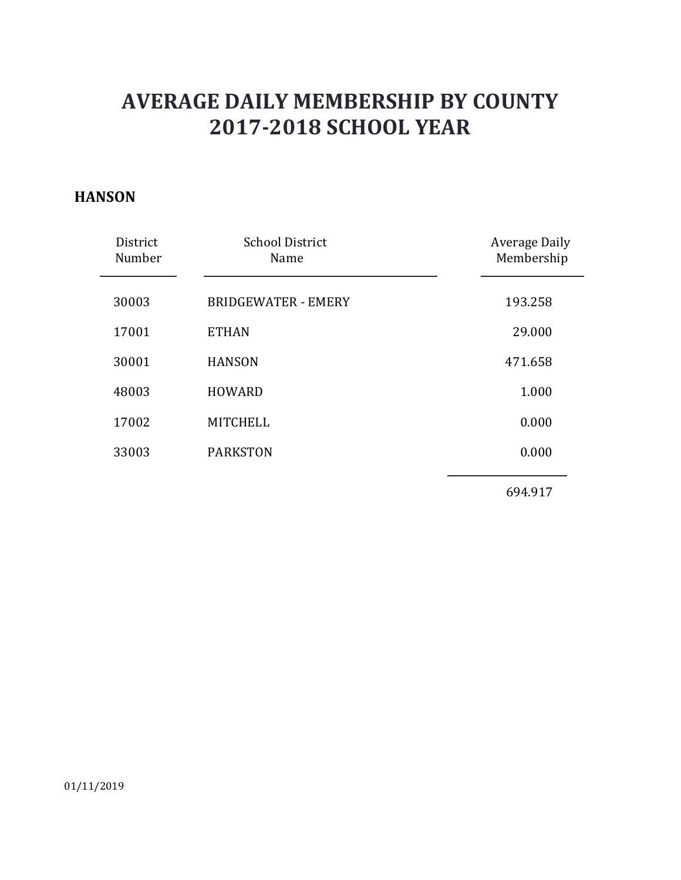# AVERAGE DAILY MEMBERSHIP BY COUNTY
# 2017-2018 SCHOOL YEAR

## HANSON

| District Number | School District Name | Average Daily Membership |
|---|---|---|
| 30003 | BRIDGEWATER - EMERY | 193.258 |
| 17001 | ETHAN | 29.000 |
| 30001 | HANSON | 471.658 |
| 48003 | HOWARD | 1.000 |
| 17002 | MITCHELL | 0.000 |
| 33003 | PARKSTON | 0.000 |
| | | 694.917 |

01/11/2019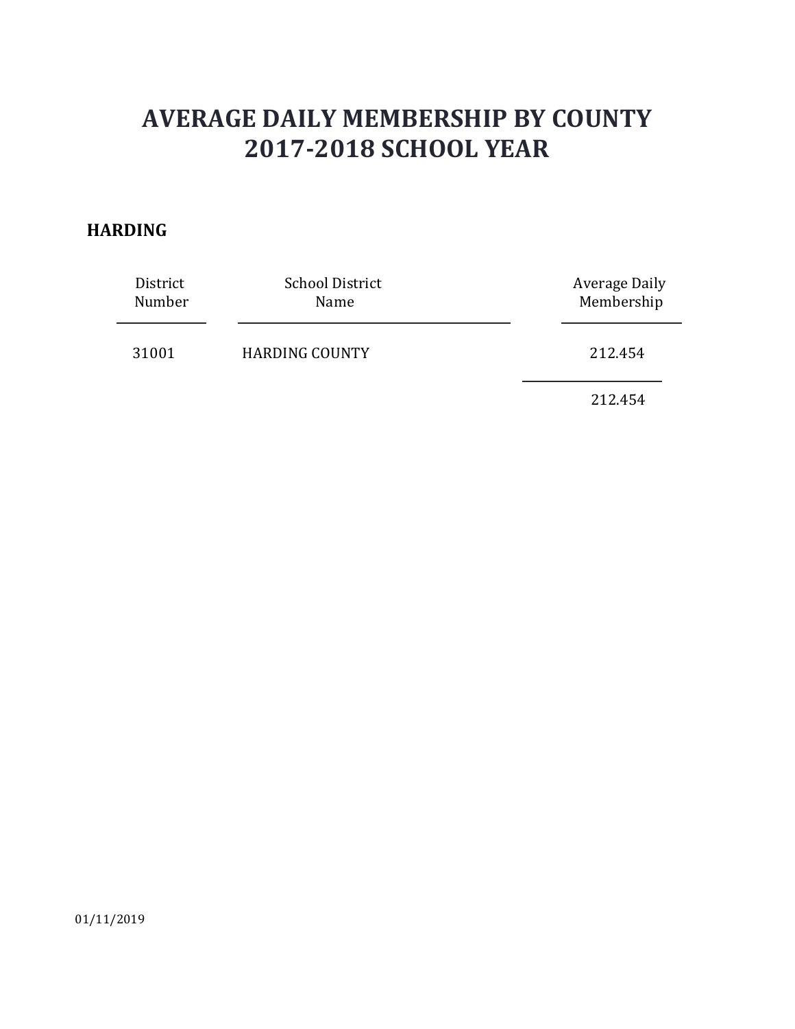# AVERAGE DAILY MEMBERSHIP BY COUNTY
# 2017-2018 SCHOOL YEAR

**HARDING**

| District Number | School District Name | Average Daily Membership |
|---|---|---|
| 31001 | HARDING COUNTY | 212.454 |
| | | 212.454 |

01/11/2019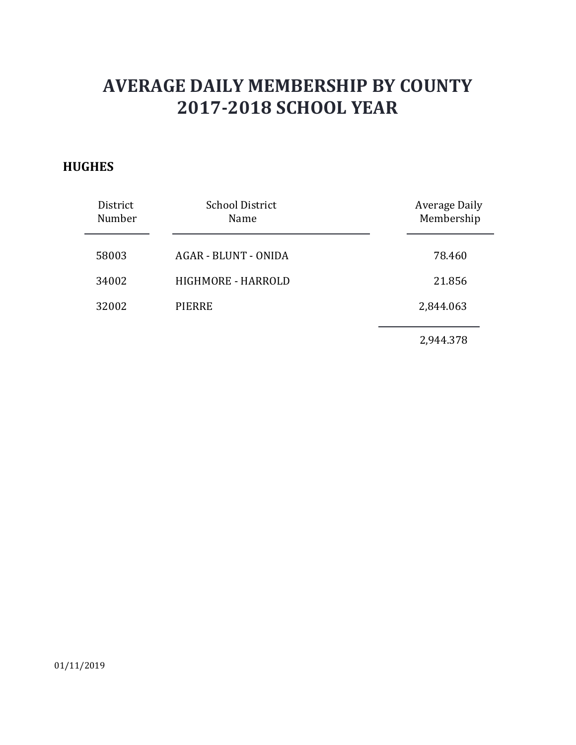# AVERAGE DAILY MEMBERSHIP BY COUNTY
# 2017-2018 SCHOOL YEAR

## HUGHES

| District Number | School District Name | Average Daily Membership |
|---|---|---|
| 58003 | AGAR - BLUNT - ONIDA | 78.460 |
| 34002 | HIGHMORE - HARROLD | 21.856 |
| 32002 | PIERRE | 2,844.063 |
| | | 2,944.378 |

01/11/2019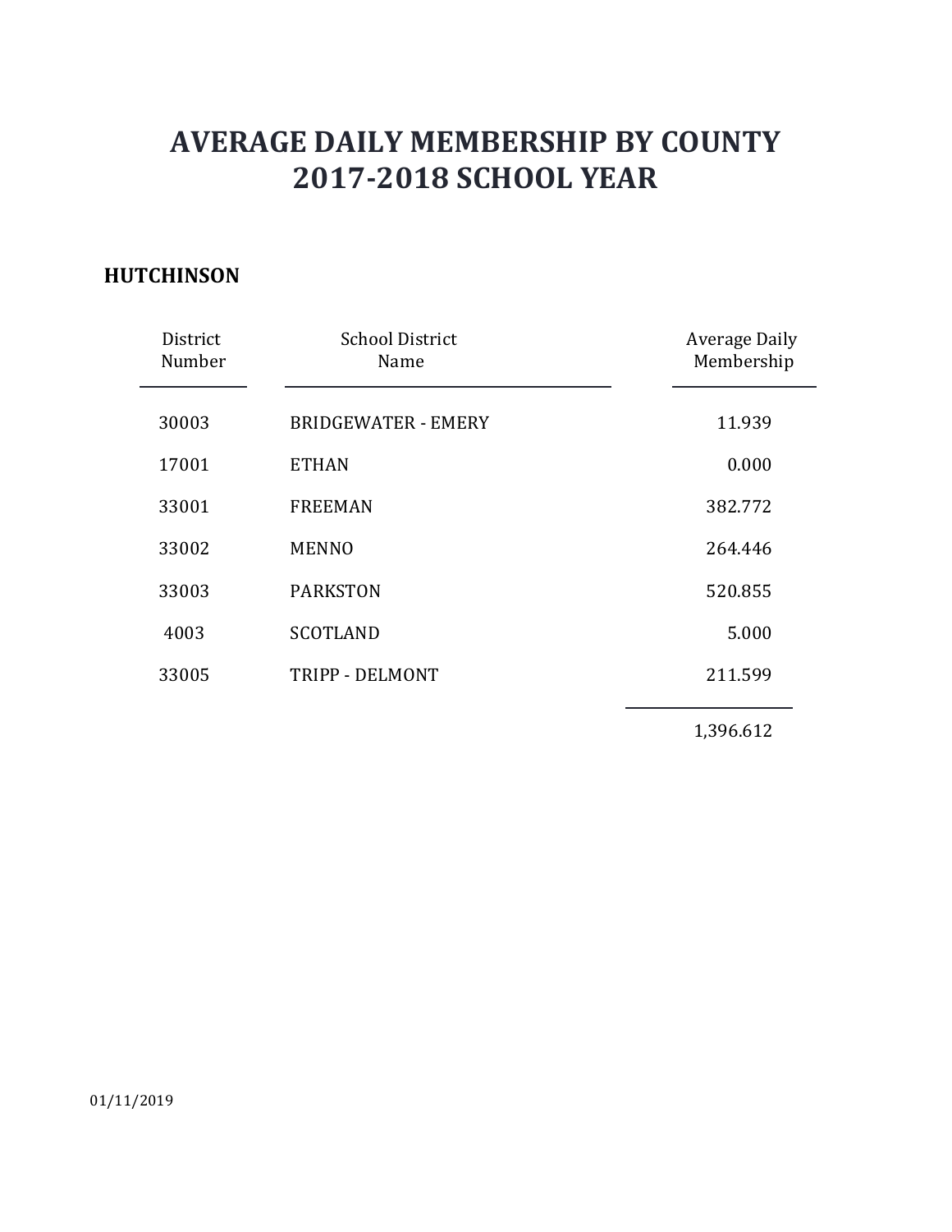# AVERAGE DAILY MEMBERSHIP BY COUNTY
# 2017-2018 SCHOOL YEAR

## HUTCHINSON

| District Number | School District Name | Average Daily Membership |
|---|---|---|
| 30003 | BRIDGEWATER - EMERY | 11.939 |
| 17001 | ETHAN | 0.000 |
| 33001 | FREEMAN | 382.772 |
| 33002 | MENNO | 264.446 |
| 33003 | PARKSTON | 520.855 |
| 4003 | SCOTLAND | 5.000 |
| 33005 | TRIPP - DELMONT | 211.599 |
| | | 1,396.612 |

01/11/2019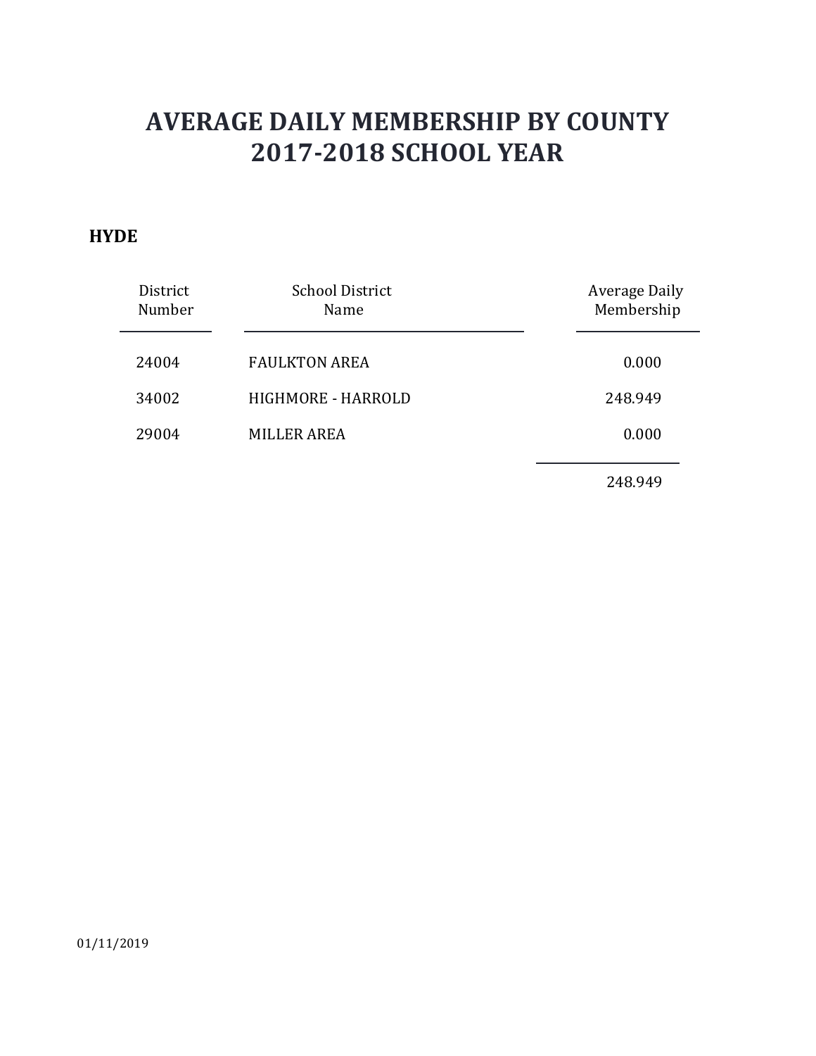# AVERAGE DAILY MEMBERSHIP BY COUNTY
# 2017-2018 SCHOOL YEAR

## HYDE

| District Number | School District Name | Average Daily Membership |
|---|---|---|
| 24004 | FAULKTON AREA | 0.000 |
| 34002 | HIGHMORE - HARROLD | 248.949 |
| 29004 | MILLER AREA | 0.000 |
| | | 248.949 |

01/11/2019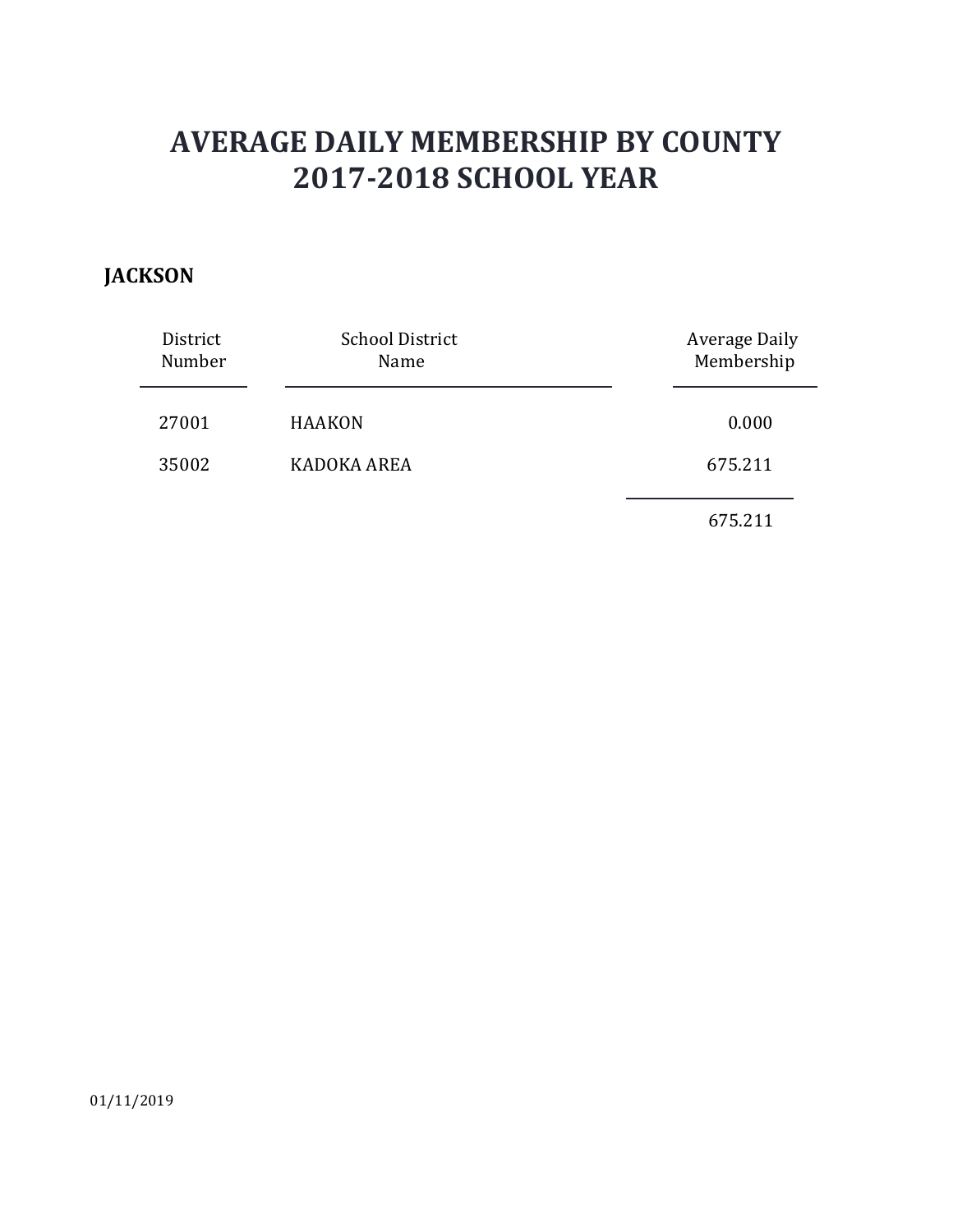# AVERAGE DAILY MEMBERSHIP BY COUNTY
# 2017-2018 SCHOOL YEAR

**JACKSON**

| District Number | School District Name | Average Daily Membership |
|---|---|---|
| 27001 | HAAKON | 0.000 |
| 35002 | KADOKA AREA | 675.211 |
| | | 675.211 |

01/11/2019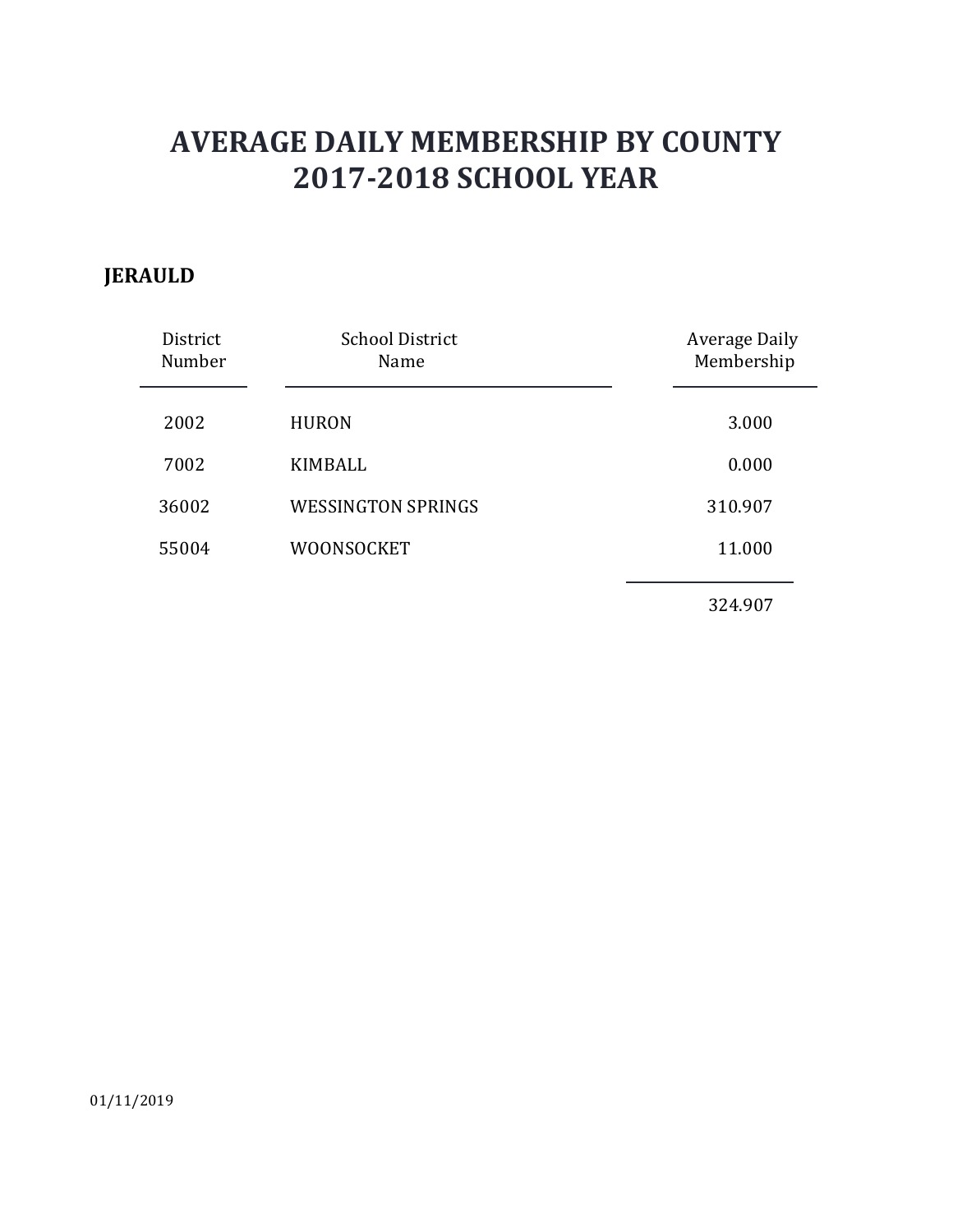# AVERAGE DAILY MEMBERSHIP BY COUNTY
# 2017-2018 SCHOOL YEAR

**JERAULD**

| District Number | School District Name | Average Daily Membership |
|---|---|---|
| 2002 | HURON | 3.000 |
| 7002 | KIMBALL | 0.000 |
| 36002 | WESSINGTON SPRINGS | 310.907 |
| 55004 | WOONSOCKET | 11.000 |
| | | 324.907 |

01/11/2019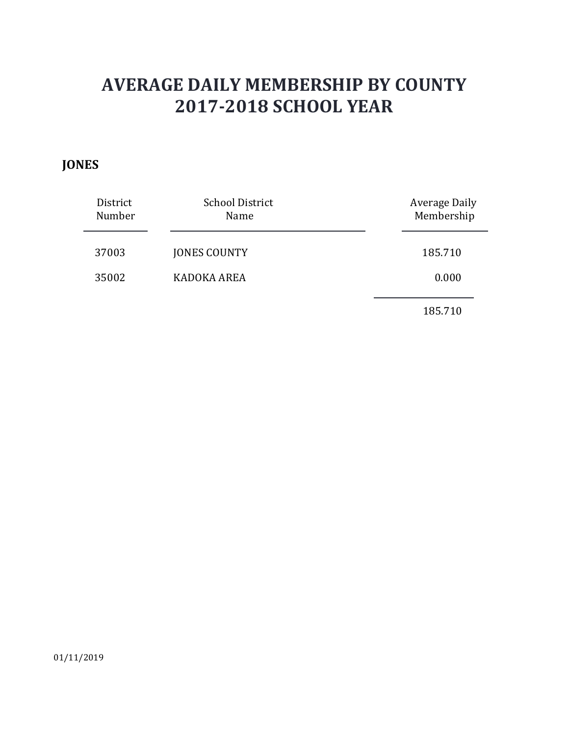# AVERAGE DAILY MEMBERSHIP BY COUNTY
# 2017-2018 SCHOOL YEAR

**JONES**

| District Number | School District Name | Average Daily Membership |
|---|---|---|
| 37003 | JONES COUNTY | 185.710 |
| 35002 | KADOKA AREA | 0.000 |
| | | 185.710 |

01/11/2019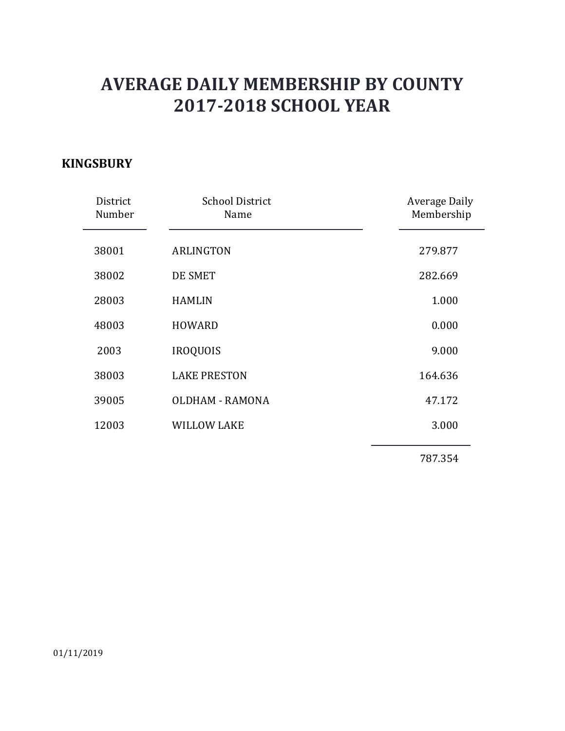# AVERAGE DAILY MEMBERSHIP BY COUNTY
# 2017-2018 SCHOOL YEAR

**KINGSBURY**

| District Number | School District Name | Average Daily Membership |
|---|---|---|
| 38001 | ARLINGTON | 279.877 |
| 38002 | DE SMET | 282.669 |
| 28003 | HAMLIN | 1.000 |
| 48003 | HOWARD | 0.000 |
| 2003 | IROQUOIS | 9.000 |
| 38003 | LAKE PRESTON | 164.636 |
| 39005 | OLDHAM - RAMONA | 47.172 |
| 12003 | WILLOW LAKE | 3.000 |
| | | 787.354 |

01/11/2019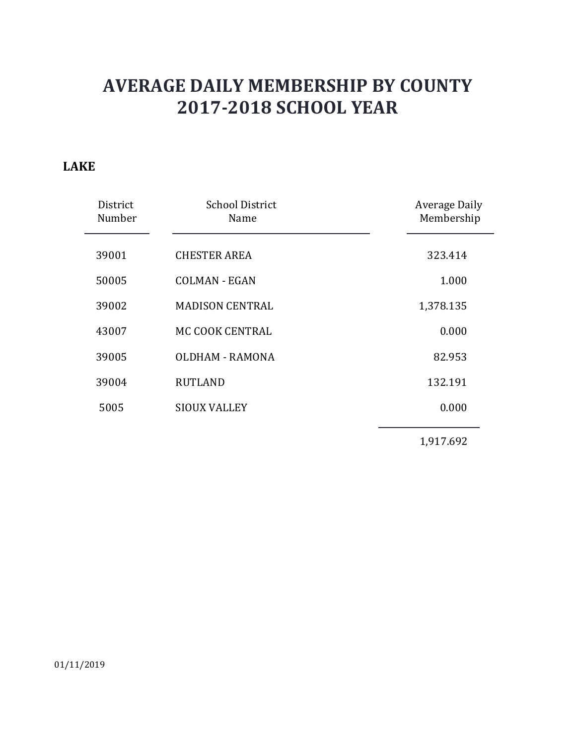# AVERAGE DAILY MEMBERSHIP BY COUNTY
# 2017-2018 SCHOOL YEAR

## LAKE

| District Number | School District Name | Average Daily Membership |
|---|---|---|
| 39001 | CHESTER AREA | 323.414 |
| 50005 | COLMAN - EGAN | 1.000 |
| 39002 | MADISON CENTRAL | 1,378.135 |
| 43007 | MC COOK CENTRAL | 0.000 |
| 39005 | OLDHAM - RAMONA | 82.953 |
| 39004 | RUTLAND | 132.191 |
| 5005 | SIOUX VALLEY | 0.000 |
| | | 1,917.692 |

01/11/2019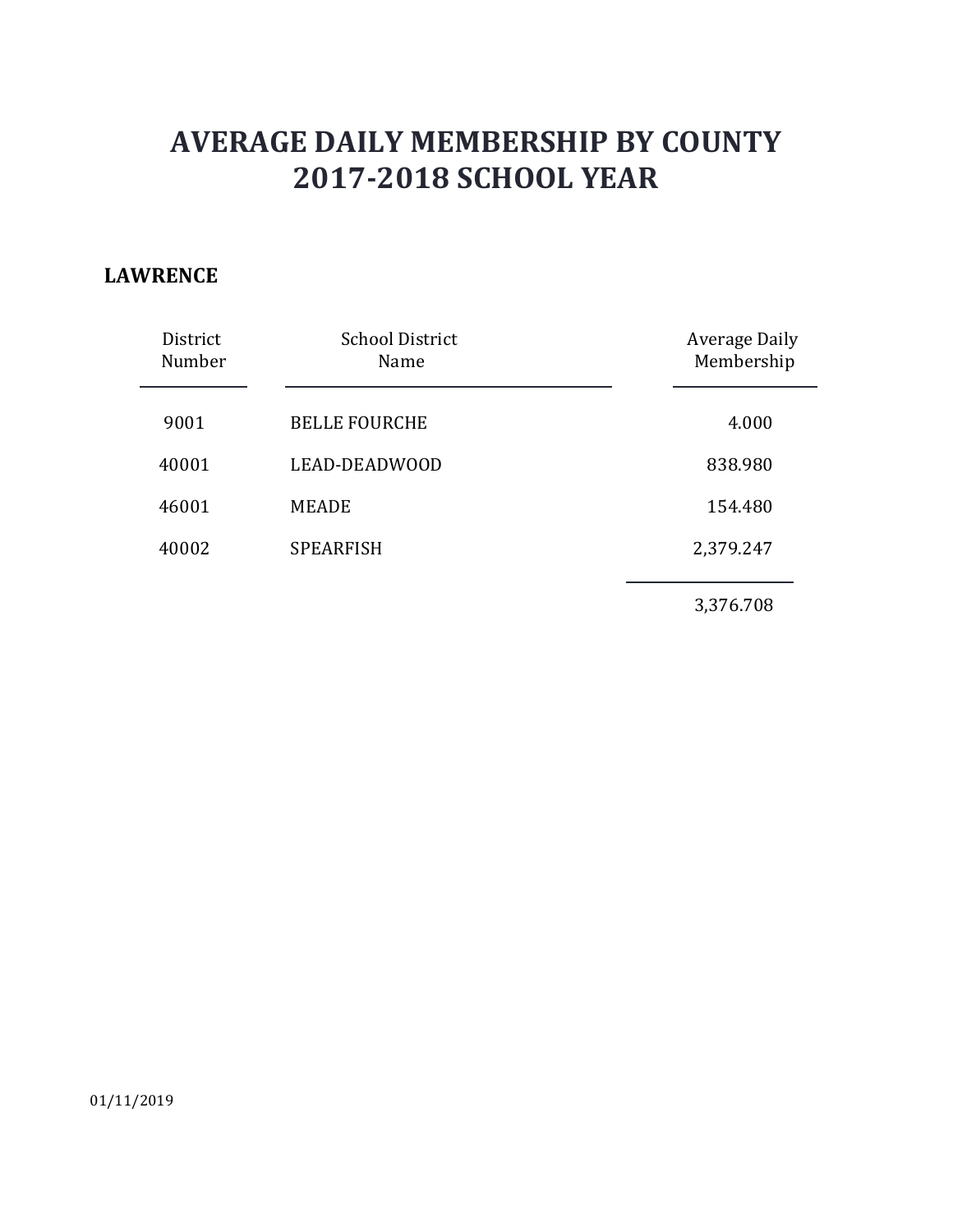# AVERAGE DAILY MEMBERSHIP BY COUNTY
# 2017-2018 SCHOOL YEAR

**LAWRENCE**

| District Number | School District Name | Average Daily Membership |
|---|---|---|
| 9001 | BELLE FOURCHE | 4.000 |
| 40001 | LEAD-DEADWOOD | 838.980 |
| 46001 | MEADE | 154.480 |
| 40002 | SPEARFISH | 2,379.247 |
| | | 3,376.708 |

01/11/2019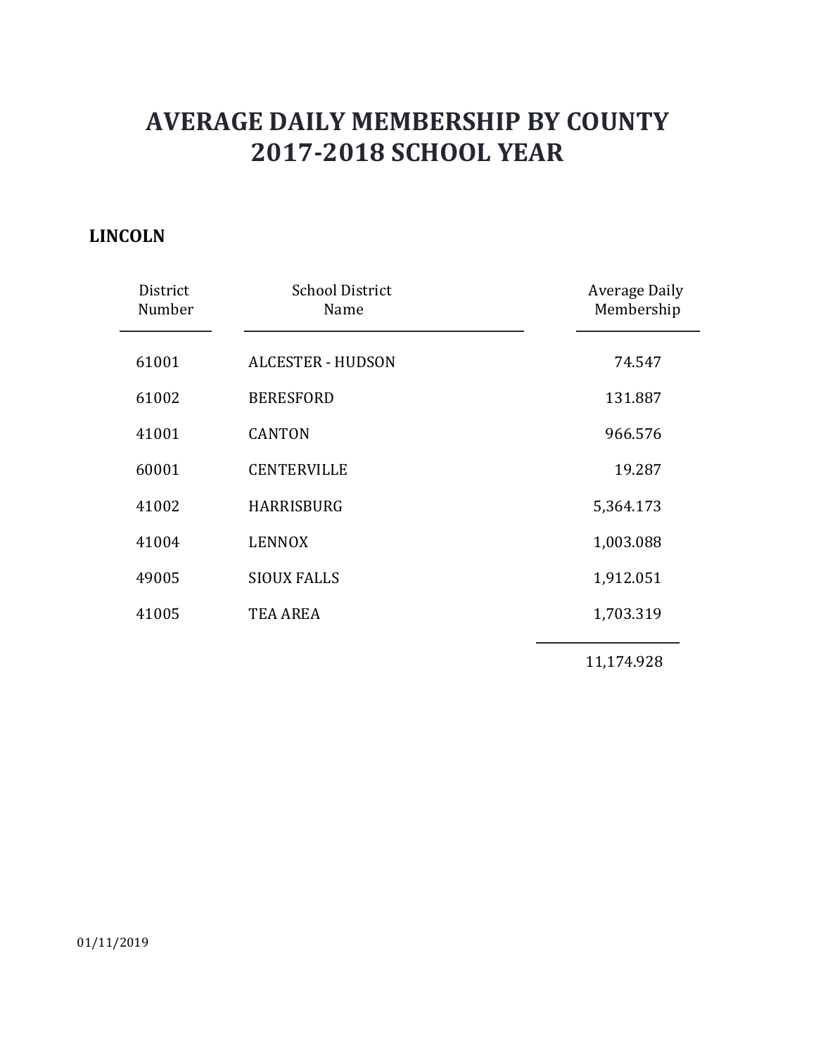# AVERAGE DAILY MEMBERSHIP BY COUNTY
# 2017-2018 SCHOOL YEAR

## LINCOLN

| District Number | School District Name | Average Daily Membership |
|---|---|---|
| 61001 | ALCESTER - HUDSON | 74.547 |
| 61002 | BERESFORD | 131.887 |
| 41001 | CANTON | 966.576 |
| 60001 | CENTERVILLE | 19.287 |
| 41002 | HARRISBURG | 5,364.173 |
| 41004 | LENNOX | 1,003.088 |
| 49005 | SIOUX FALLS | 1,912.051 |
| 41005 | TEA AREA | 1,703.319 |
| | | 11,174.928 |

01/11/2019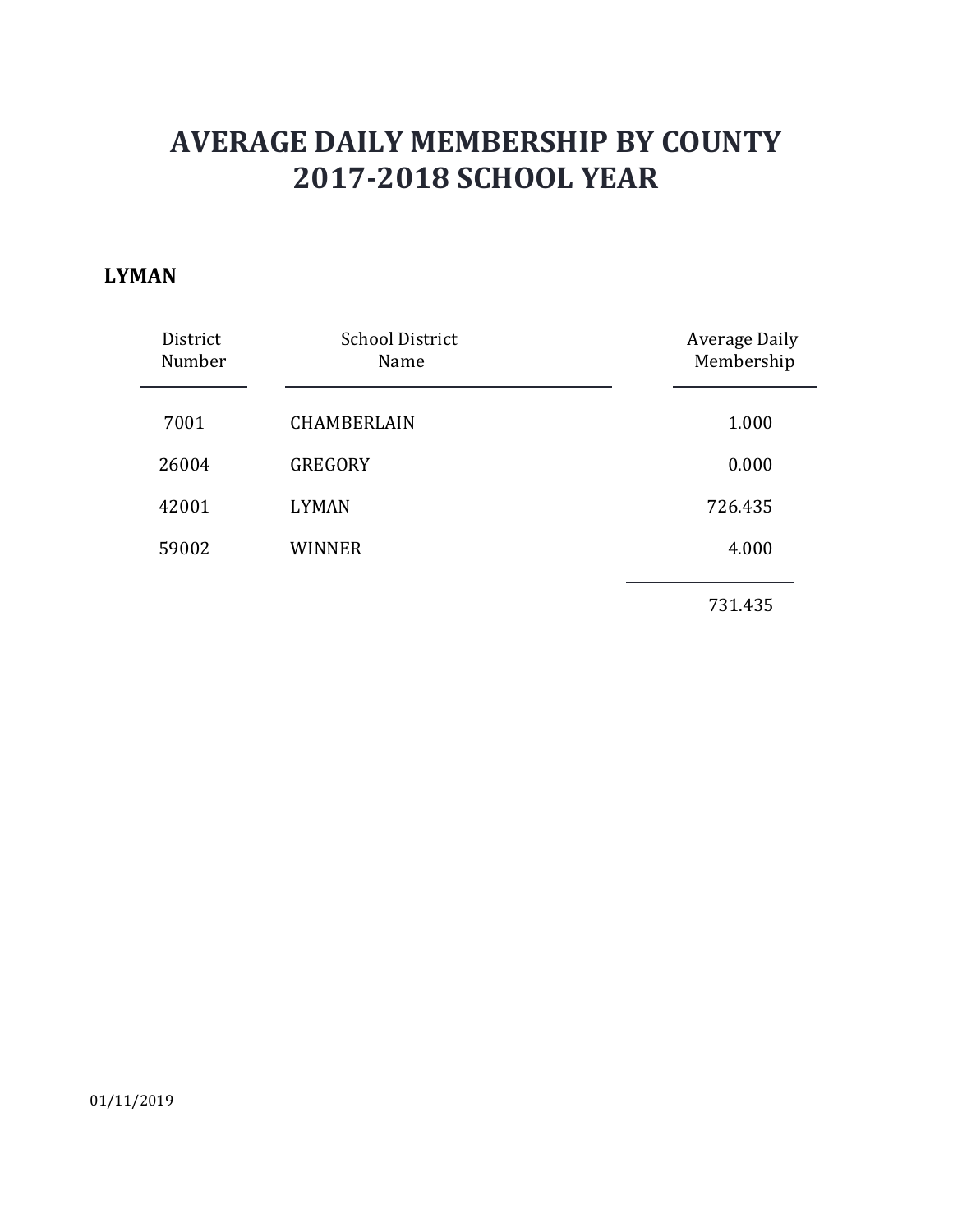# AVERAGE DAILY MEMBERSHIP BY COUNTY
# 2017-2018 SCHOOL YEAR

**LYMAN**

| District Number | School District Name | Average Daily Membership |
|---|---|---|
| 7001 | CHAMBERLAIN | 1.000 |
| 26004 | GREGORY | 0.000 |
| 42001 | LYMAN | 726.435 |
| 59002 | WINNER | 4.000 |
| | | 731.435 |

01/11/2019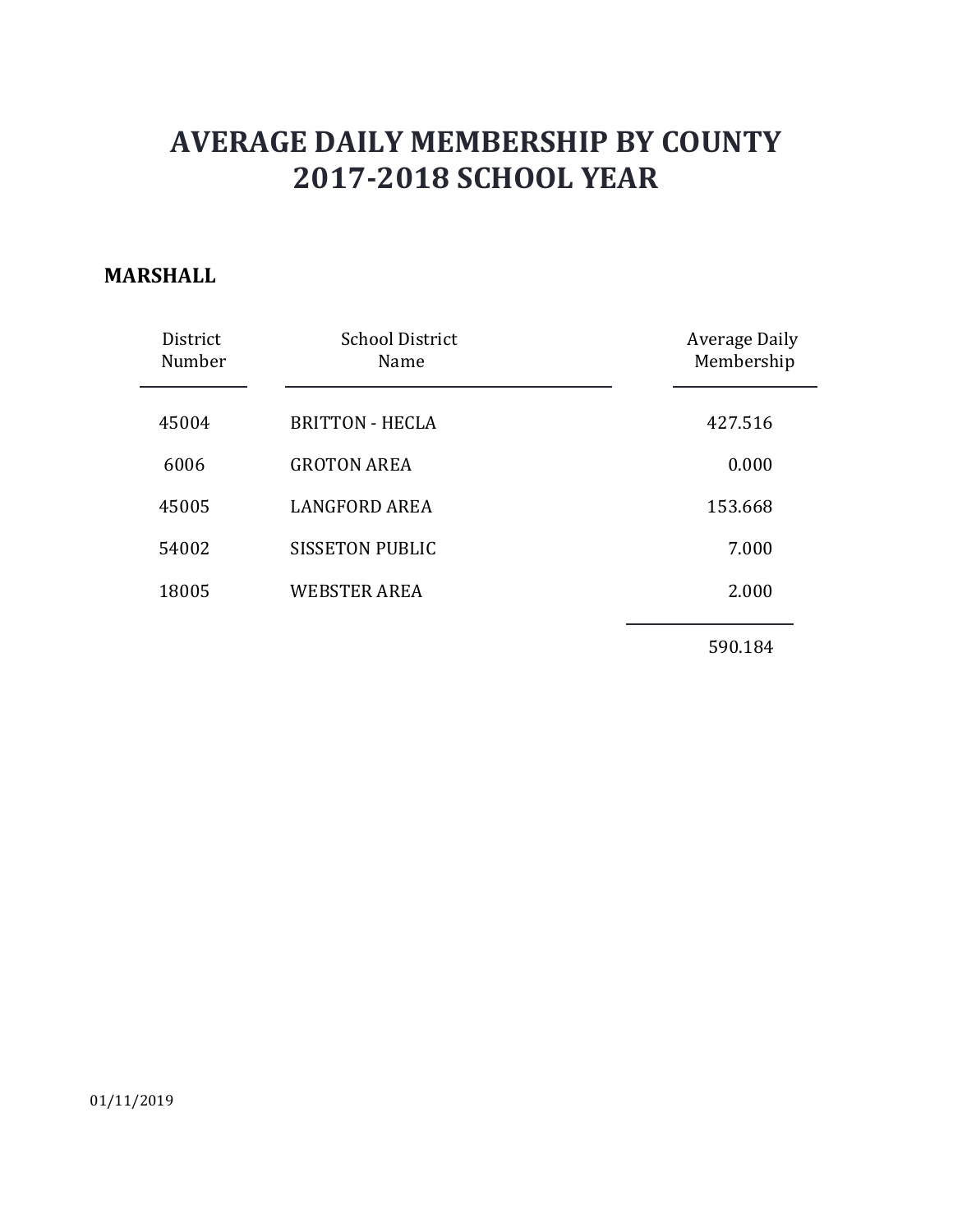# AVERAGE DAILY MEMBERSHIP BY COUNTY
# 2017-2018 SCHOOL YEAR

**MARSHALL**

| District Number | School District Name | Average Daily Membership |
|---|---|---|
| 45004 | BRITTON - HECLA | 427.516 |
| 6006 | GROTON AREA | 0.000 |
| 45005 | LANGFORD AREA | 153.668 |
| 54002 | SISSETON PUBLIC | 7.000 |
| 18005 | WEBSTER AREA | 2.000 |
| | | 590.184 |

01/11/2019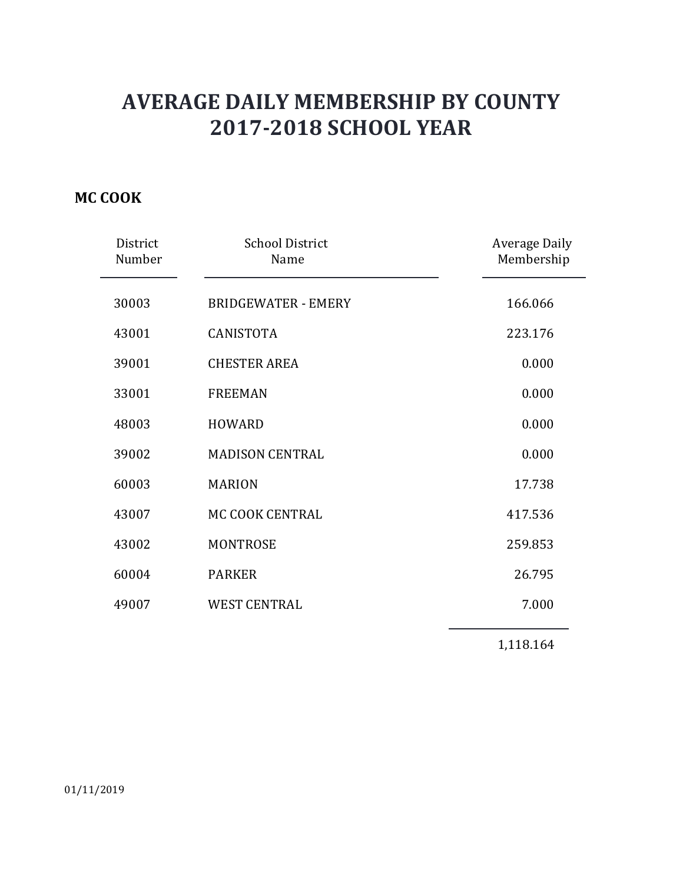# AVERAGE DAILY MEMBERSHIP BY COUNTY
# 2017-2018 SCHOOL YEAR

## MC COOK

| District Number | School District Name | Average Daily Membership |
|---|---|---|
| 30003 | BRIDGEWATER - EMERY | 166.066 |
| 43001 | CANISTOTA | 223.176 |
| 39001 | CHESTER AREA | 0.000 |
| 33001 | FREEMAN | 0.000 |
| 48003 | HOWARD | 0.000 |
| 39002 | MADISON CENTRAL | 0.000 |
| 60003 | MARION | 17.738 |
| 43007 | MC COOK CENTRAL | 417.536 |
| 43002 | MONTROSE | 259.853 |
| 60004 | PARKER | 26.795 |
| 49007 | WEST CENTRAL | 7.000 |
| | | 1,118.164 |

01/11/2019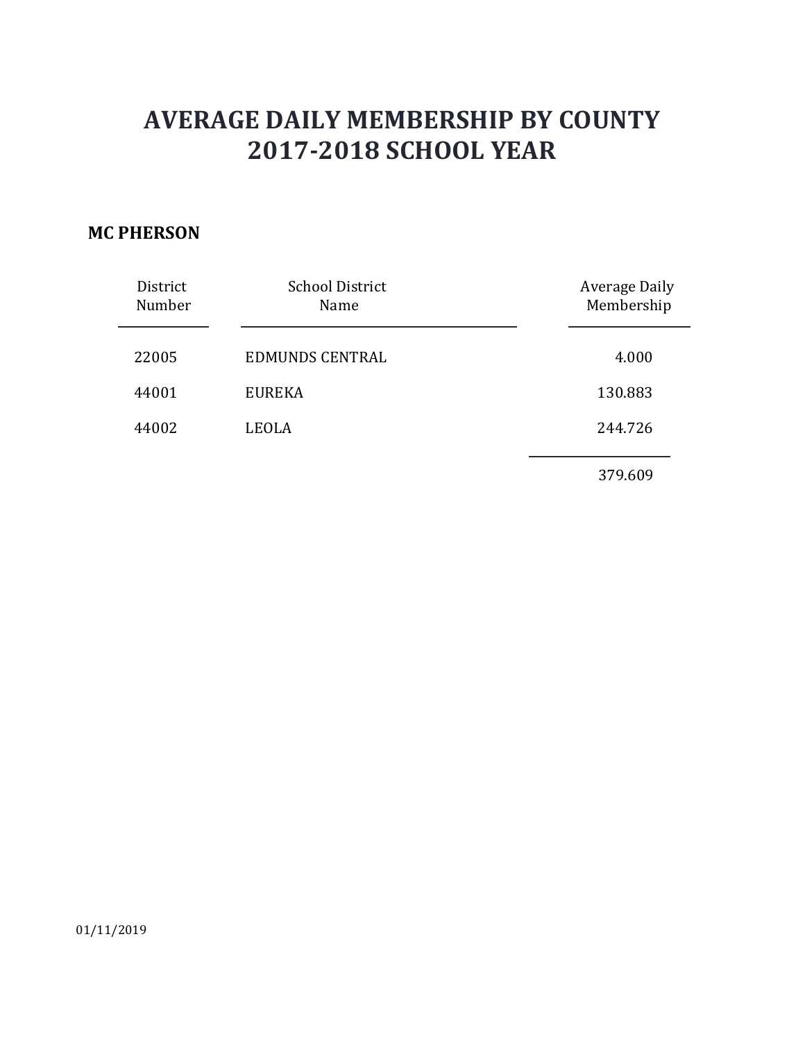# AVERAGE DAILY MEMBERSHIP BY COUNTY
# 2017-2018 SCHOOL YEAR

**MC PHERSON**

| District Number | School District Name | Average Daily Membership |
|---|---|---|
| 22005 | EDMUNDS CENTRAL | 4.000 |
| 44001 | EUREKA | 130.883 |
| 44002 | LEOLA | 244.726 |
| | | 379.609 |

01/11/2019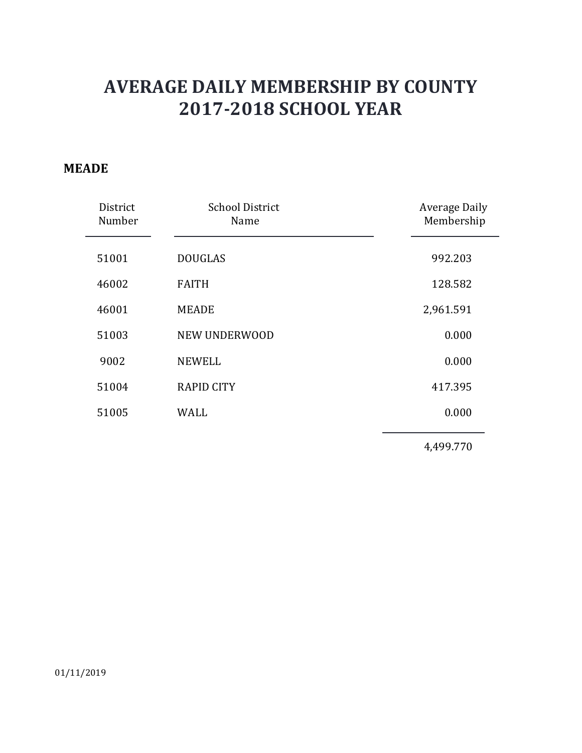# AVERAGE DAILY MEMBERSHIP BY COUNTY
# 2017-2018 SCHOOL YEAR

**MEADE**

| District Number | School District Name | Average Daily Membership |
|---|---|---|
| 51001 | DOUGLAS | 992.203 |
| 46002 | FAITH | 128.582 |
| 46001 | MEADE | 2,961.591 |
| 51003 | NEW UNDERWOOD | 0.000 |
| 9002 | NEWELL | 0.000 |
| 51004 | RAPID CITY | 417.395 |
| 51005 | WALL | 0.000 |
| | | 4,499.770 |

01/11/2019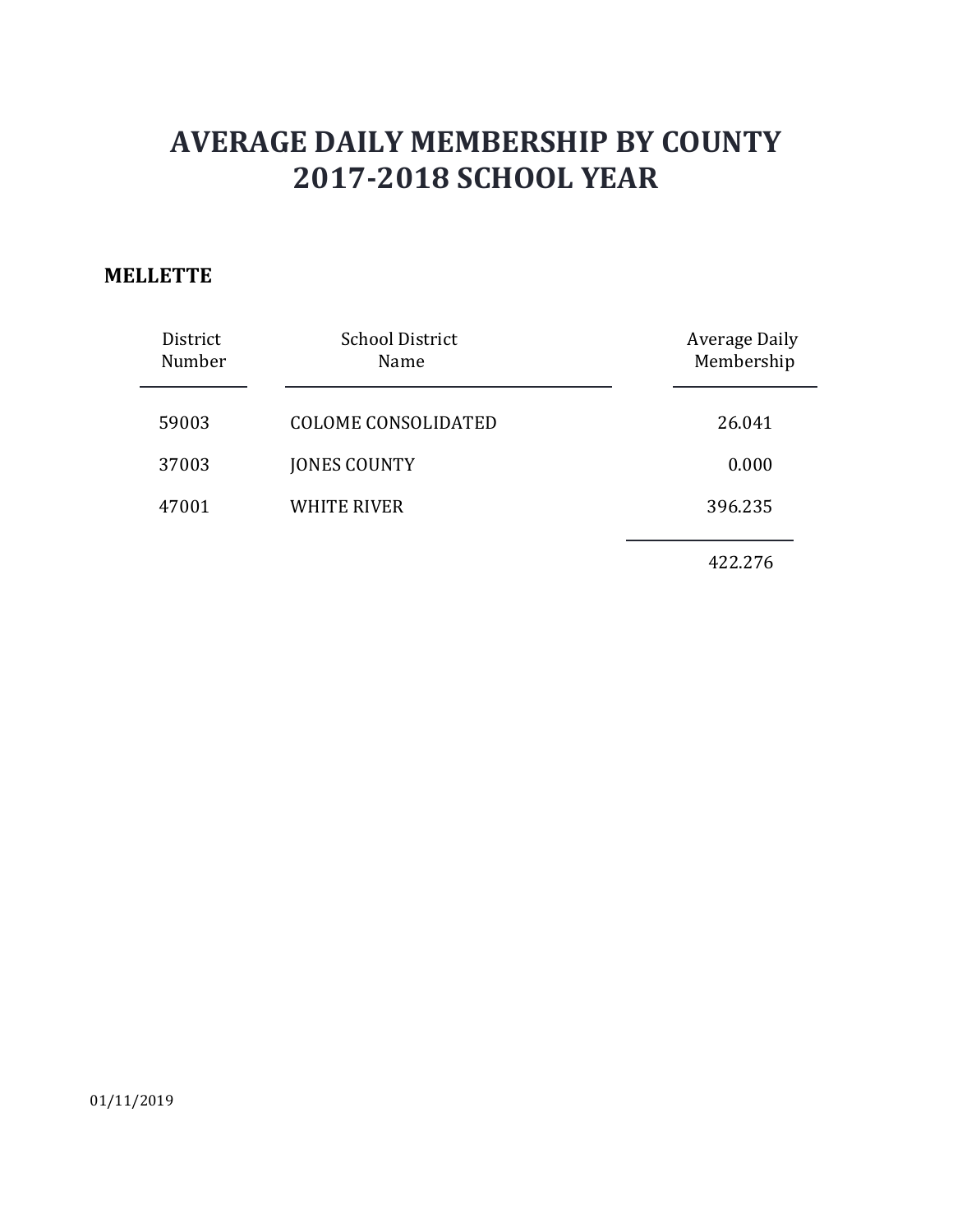# AVERAGE DAILY MEMBERSHIP BY COUNTY
# 2017-2018 SCHOOL YEAR

**MELLETTE**

| District Number | School District Name | Average Daily Membership |
|---|---|---|
| 59003 | COLOME CONSOLIDATED | 26.041 |
| 37003 | JONES COUNTY | 0.000 |
| 47001 | WHITE RIVER | 396.235 |
| | | 422.276 |

01/11/2019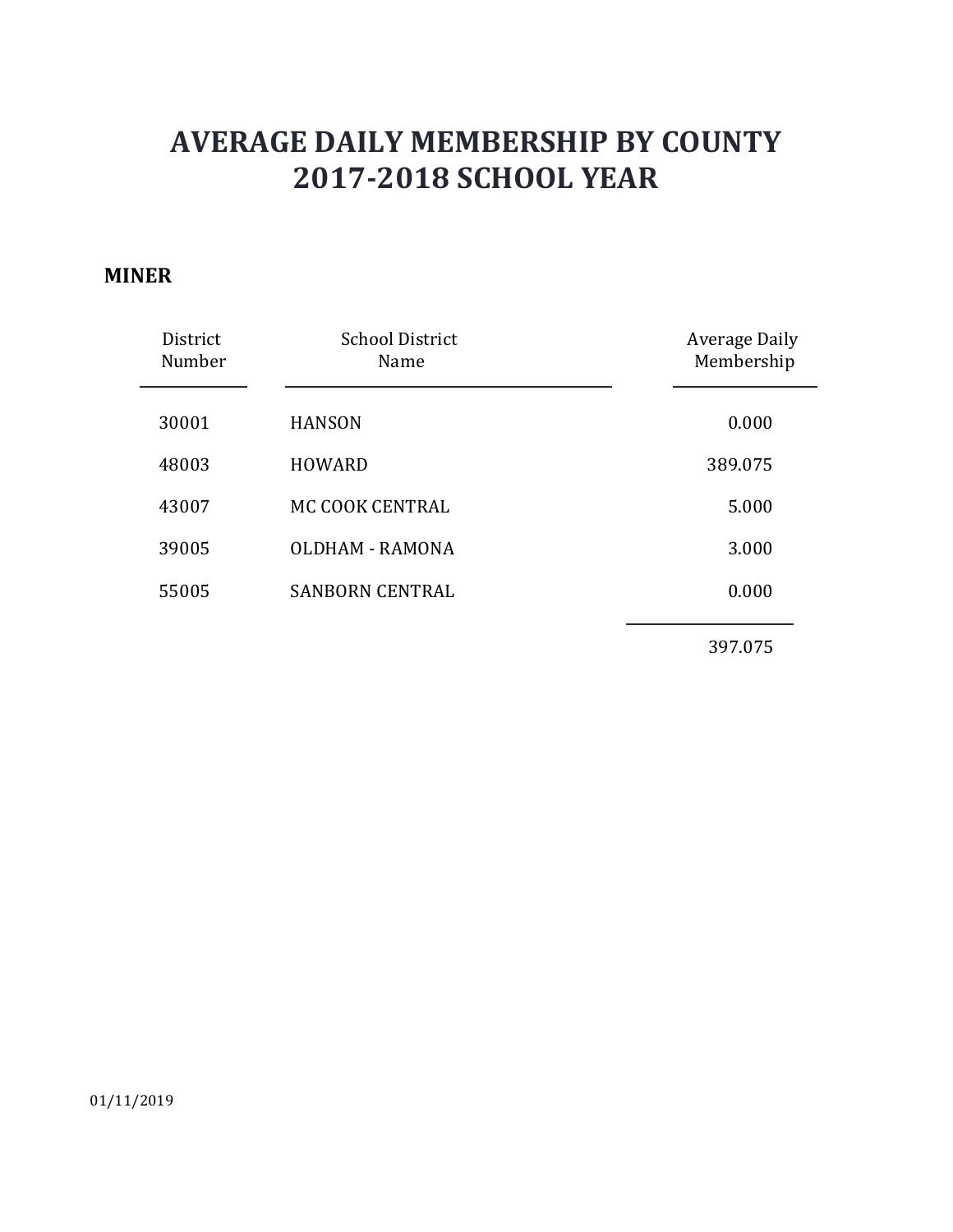# AVERAGE DAILY MEMBERSHIP BY COUNTY
# 2017-2018 SCHOOL YEAR

**MINER**

| District Number | School District Name | Average Daily Membership |
|---|---|---|
| 30001 | HANSON | 0.000 |
| 48003 | HOWARD | 389.075 |
| 43007 | MC COOK CENTRAL | 5.000 |
| 39005 | OLDHAM - RAMONA | 3.000 |
| 55005 | SANBORN CENTRAL | 0.000 |
| | | 397.075 |

01/11/2019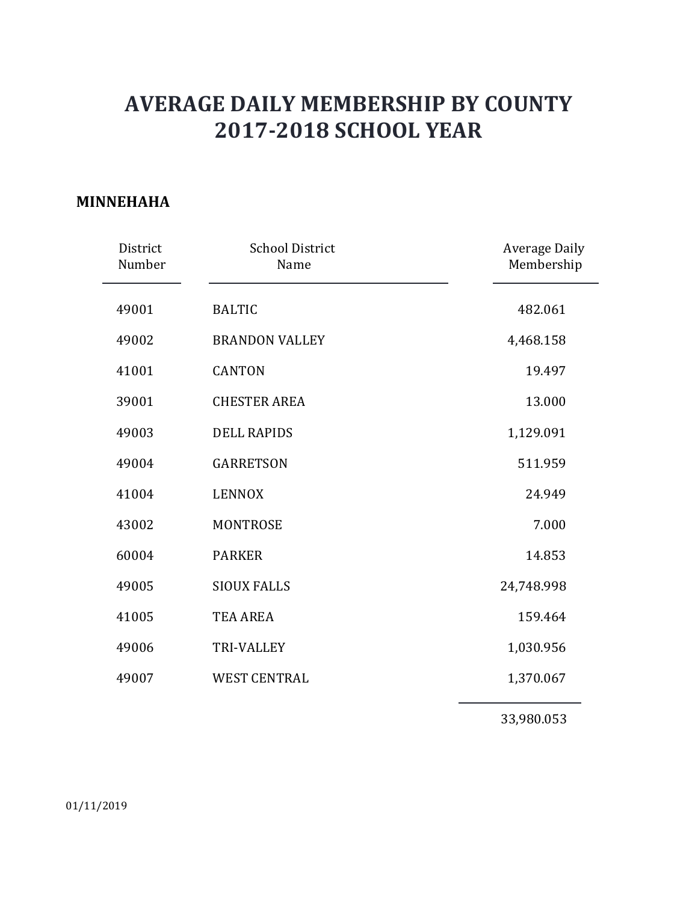# AVERAGE DAILY MEMBERSHIP BY COUNTY
# 2017-2018 SCHOOL YEAR

**MINNEHAHA**

| District Number | School District Name | Average Daily Membership |
|---|---|---|
| 49001 | BALTIC | 482.061 |
| 49002 | BRANDON VALLEY | 4,468.158 |
| 41001 | CANTON | 19.497 |
| 39001 | CHESTER AREA | 13.000 |
| 49003 | DELL RAPIDS | 1,129.091 |
| 49004 | GARRETSON | 511.959 |
| 41004 | LENNOX | 24.949 |
| 43002 | MONTROSE | 7.000 |
| 60004 | PARKER | 14.853 |
| 49005 | SIOUX FALLS | 24,748.998 |
| 41005 | TEA AREA | 159.464 |
| 49006 | TRI-VALLEY | 1,030.956 |
| 49007 | WEST CENTRAL | 1,370.067 |
| | | 33,980.053 |

01/11/2019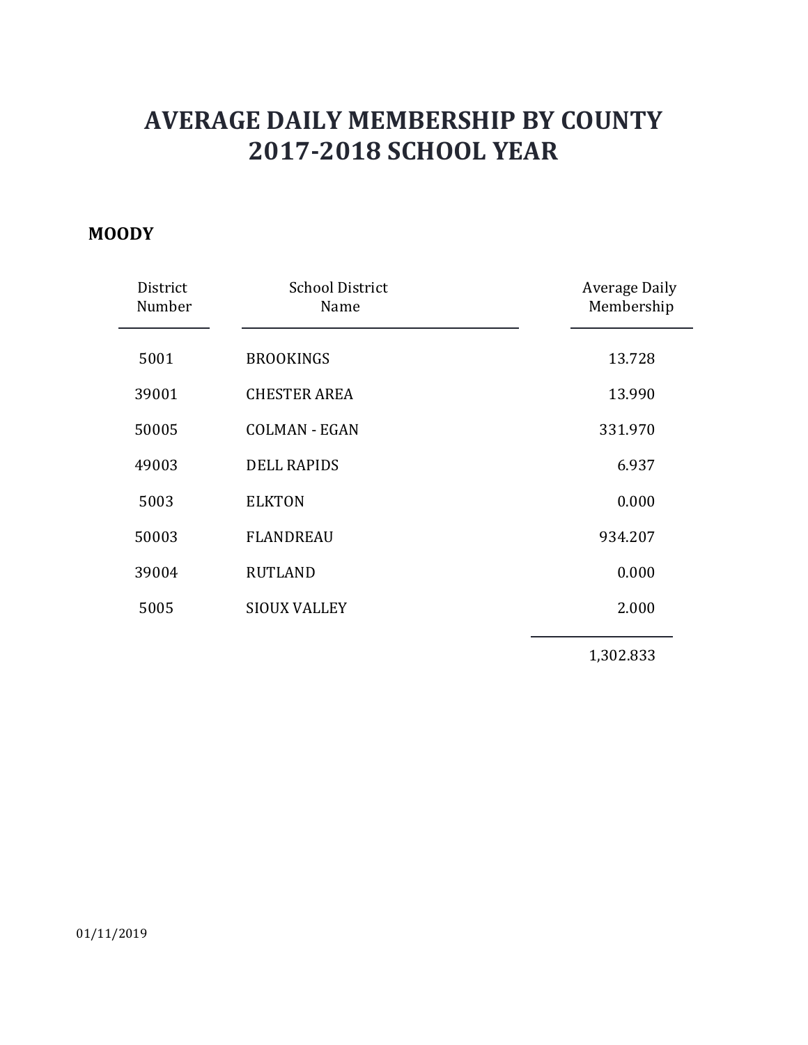# AVERAGE DAILY MEMBERSHIP BY COUNTY
# 2017-2018 SCHOOL YEAR

**MOODY**

| District Number | School District Name | Average Daily Membership |
|---|---|---|
| 5001 | BROOKINGS | 13.728 |
| 39001 | CHESTER AREA | 13.990 |
| 50005 | COLMAN - EGAN | 331.970 |
| 49003 | DELL RAPIDS | 6.937 |
| 5003 | ELKTON | 0.000 |
| 50003 | FLANDREAU | 934.207 |
| 39004 | RUTLAND | 0.000 |
| 5005 | SIOUX VALLEY | 2.000 |
| | | 1,302.833 |

01/11/2019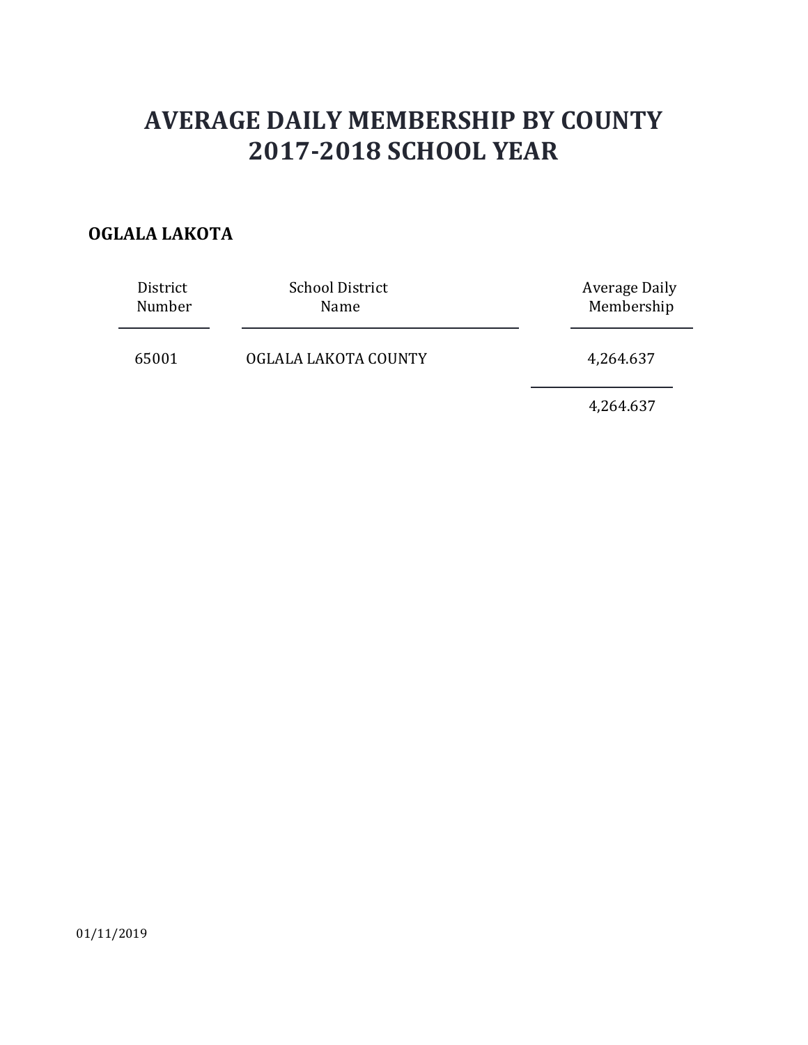# AVERAGE DAILY MEMBERSHIP BY COUNTY
# 2017-2018 SCHOOL YEAR

**OGLALA LAKOTA**

| District Number | School District Name | Average Daily Membership |
|---|---|---|
| 65001 | OGLALA LAKOTA COUNTY | 4,264.637 |
| | | 4,264.637 |

01/11/2019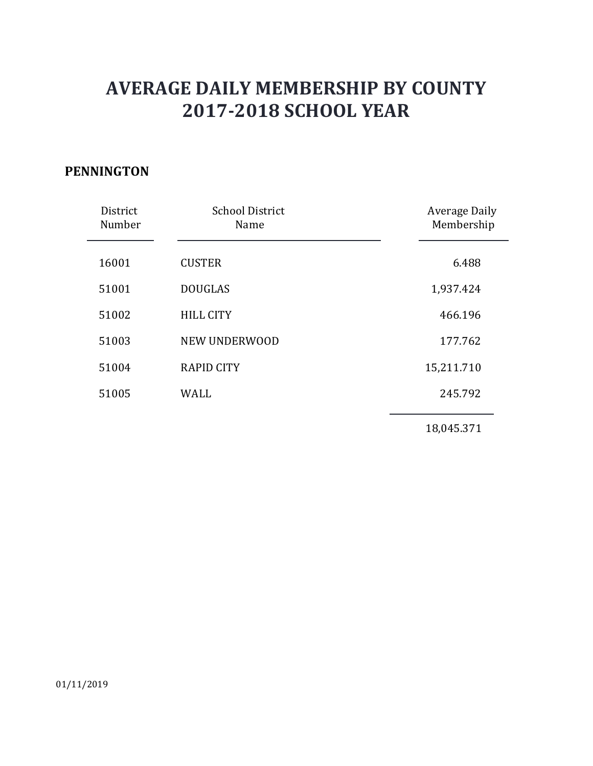# AVERAGE DAILY MEMBERSHIP BY COUNTY
# 2017-2018 SCHOOL YEAR

**PENNINGTON**

| District Number | School District Name | Average Daily Membership |
|---|---|---|
| 16001 | CUSTER | 6.488 |
| 51001 | DOUGLAS | 1,937.424 |
| 51002 | HILL CITY | 466.196 |
| 51003 | NEW UNDERWOOD | 177.762 |
| 51004 | RAPID CITY | 15,211.710 |
| 51005 | WALL | 245.792 |
| | | 18,045.371 |

01/11/2019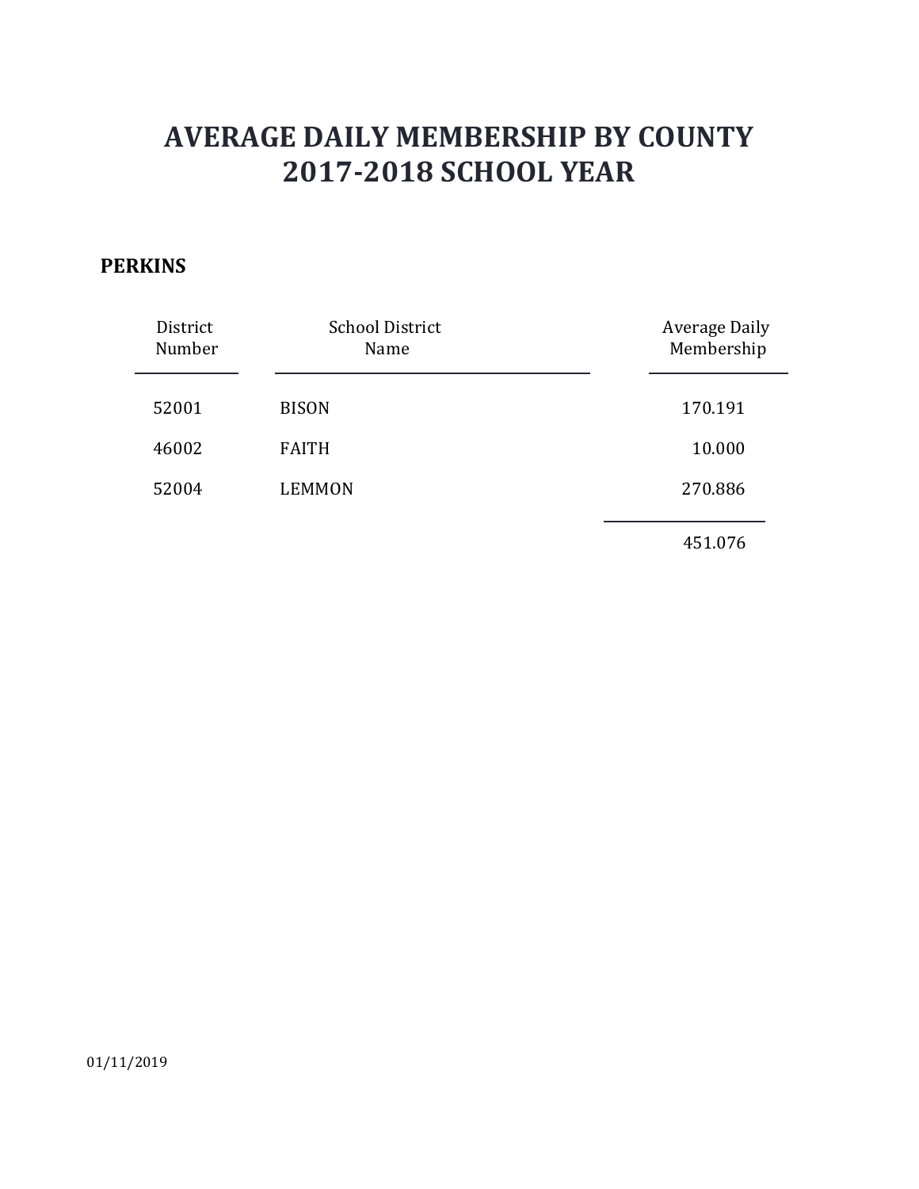# AVERAGE DAILY MEMBERSHIP BY COUNTY
# 2017-2018 SCHOOL YEAR

**PERKINS**

| District Number | School District Name | Average Daily Membership |
|---|---|---|
| 52001 | BISON | 170.191 |
| 46002 | FAITH | 10.000 |
| 52004 | LEMMON | 270.886 |
| | | 451.076 |

01/11/2019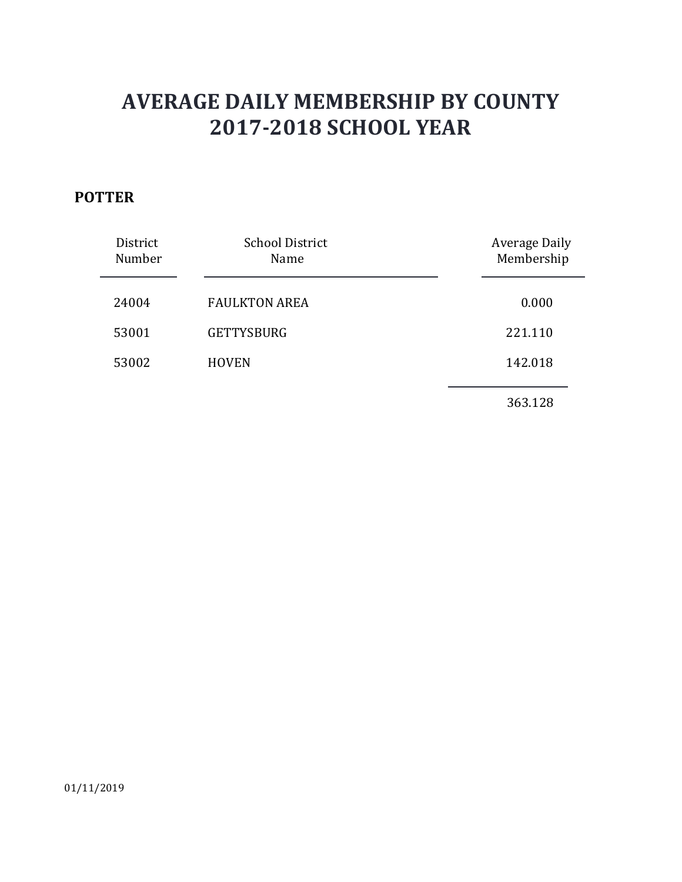# AVERAGE DAILY MEMBERSHIP BY COUNTY
# 2017-2018 SCHOOL YEAR

**POTTER**

| District Number | School District Name | Average Daily Membership |
|---|---|---|
| 24004 | FAULKTON AREA | 0.000 |
| 53001 | GETTYSBURG | 221.110 |
| 53002 | HOVEN | 142.018 |
| | | 363.128 |

01/11/2019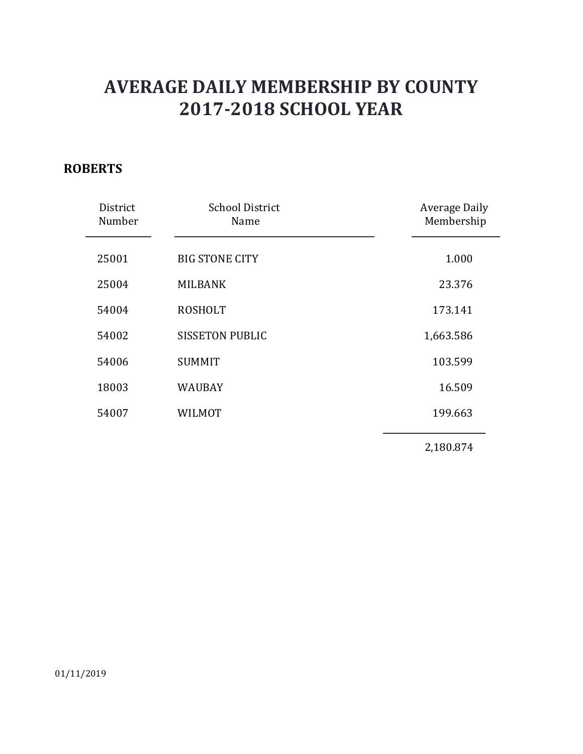# AVERAGE DAILY MEMBERSHIP BY COUNTY
# 2017-2018 SCHOOL YEAR

**ROBERTS**

| District Number | School District Name | Average Daily Membership |
|---|---|---|
| 25001 | BIG STONE CITY | 1.000 |
| 25004 | MILBANK | 23.376 |
| 54004 | ROSHOLT | 173.141 |
| 54002 | SISSETON PUBLIC | 1,663.586 |
| 54006 | SUMMIT | 103.599 |
| 18003 | WAUBAY | 16.509 |
| 54007 | WILMOT | 199.663 |
| | | 2,180.874 |

01/11/2019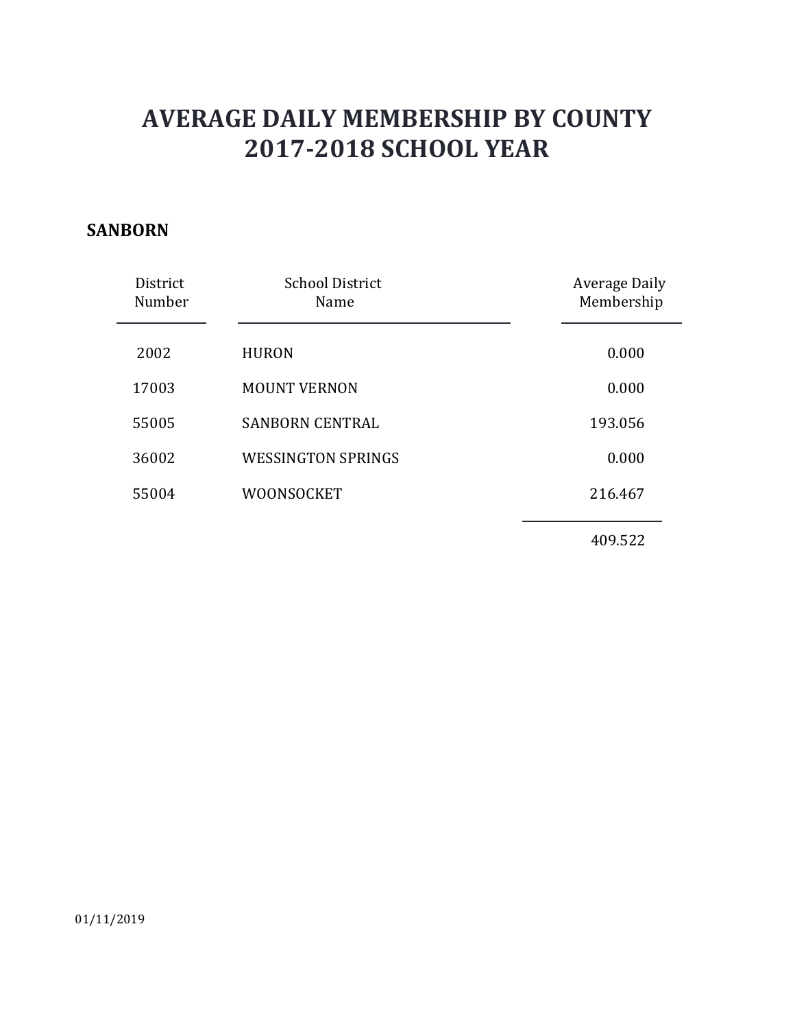# AVERAGE DAILY MEMBERSHIP BY COUNTY
# 2017-2018 SCHOOL YEAR

**SANBORN**

| District Number | School District Name | Average Daily Membership |
|---|---|---|
| 2002 | HURON | 0.000 |
| 17003 | MOUNT VERNON | 0.000 |
| 55005 | SANBORN CENTRAL | 193.056 |
| 36002 | WESSINGTON SPRINGS | 0.000 |
| 55004 | WOONSOCKET | 216.467 |
| | | 409.522 |

01/11/2019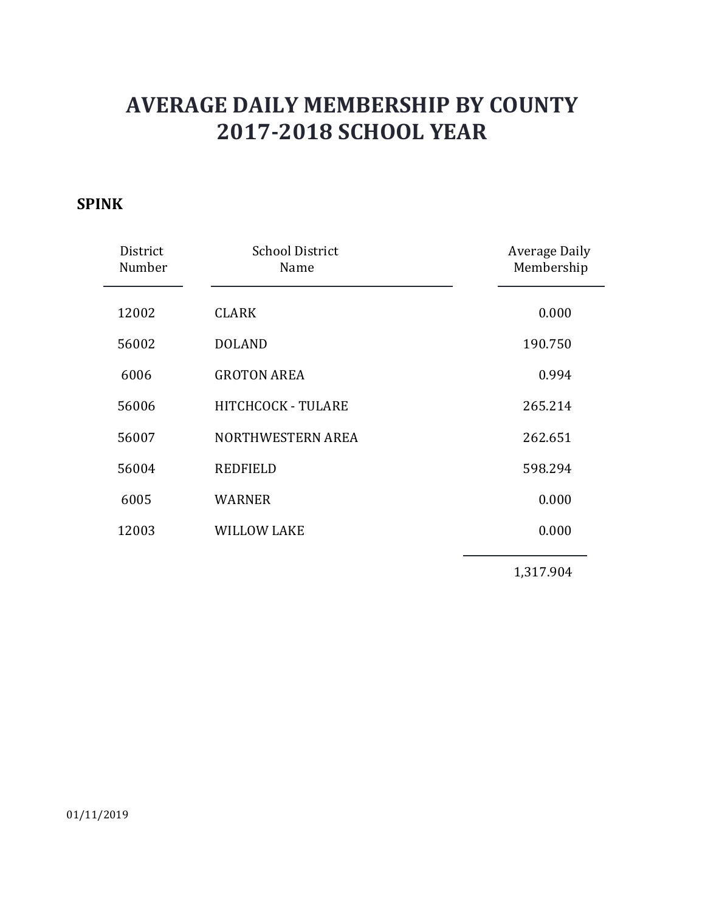# AVERAGE DAILY MEMBERSHIP BY COUNTY
# 2017-2018 SCHOOL YEAR

**SPINK**

| District Number | School District Name | Average Daily Membership |
|---|---|---|
| 12002 | CLARK | 0.000 |
| 56002 | DOLAND | 190.750 |
| 6006 | GROTON AREA | 0.994 |
| 56006 | HITCHCOCK - TULARE | 265.214 |
| 56007 | NORTHWESTERN AREA | 262.651 |
| 56004 | REDFIELD | 598.294 |
| 6005 | WARNER | 0.000 |
| 12003 | WILLOW LAKE | 0.000 |
| | | 1,317.904 |

01/11/2019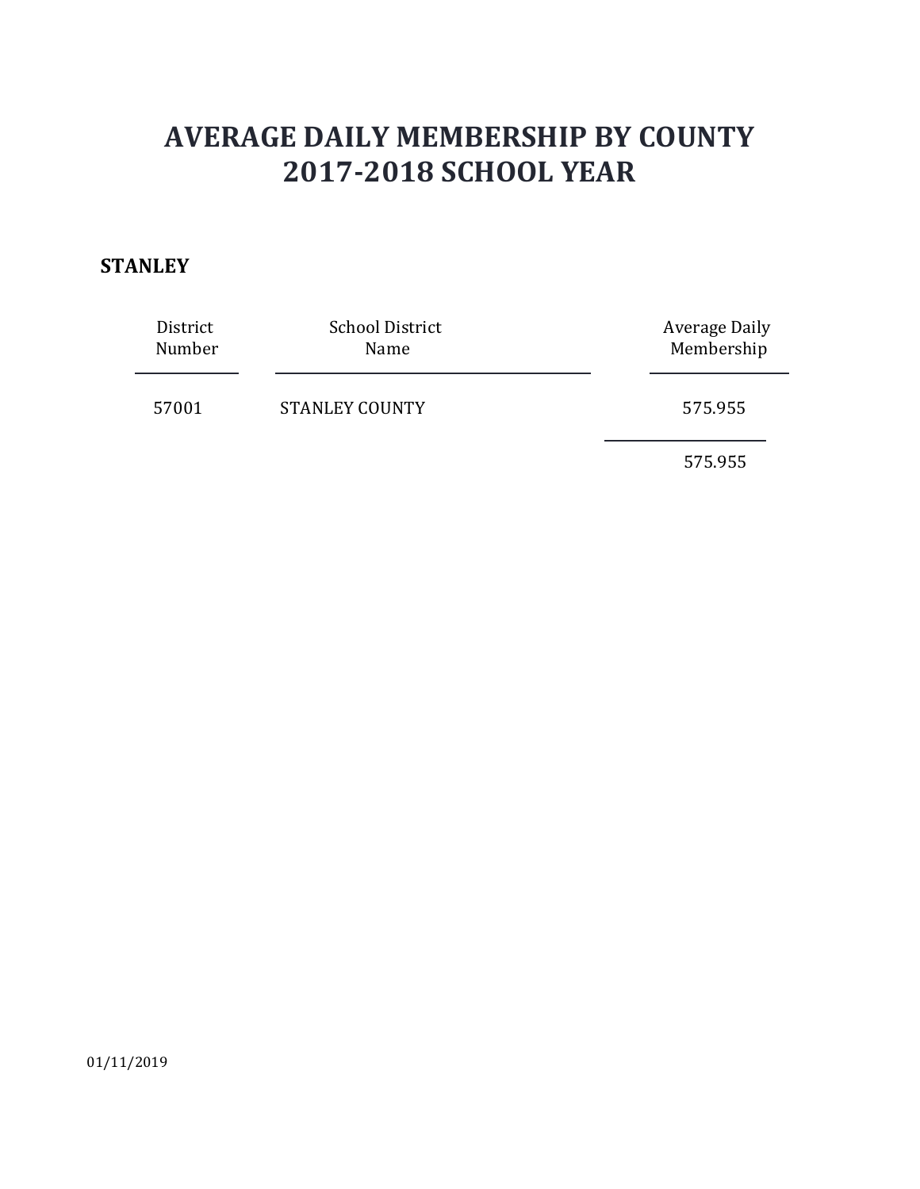# AVERAGE DAILY MEMBERSHIP BY COUNTY
# 2017-2018 SCHOOL YEAR

**STANLEY**

| District Number | School District Name | Average Daily Membership |
|---|---|---|
| 57001 | STANLEY COUNTY | 575.955 |
| | | 575.955 |

01/11/2019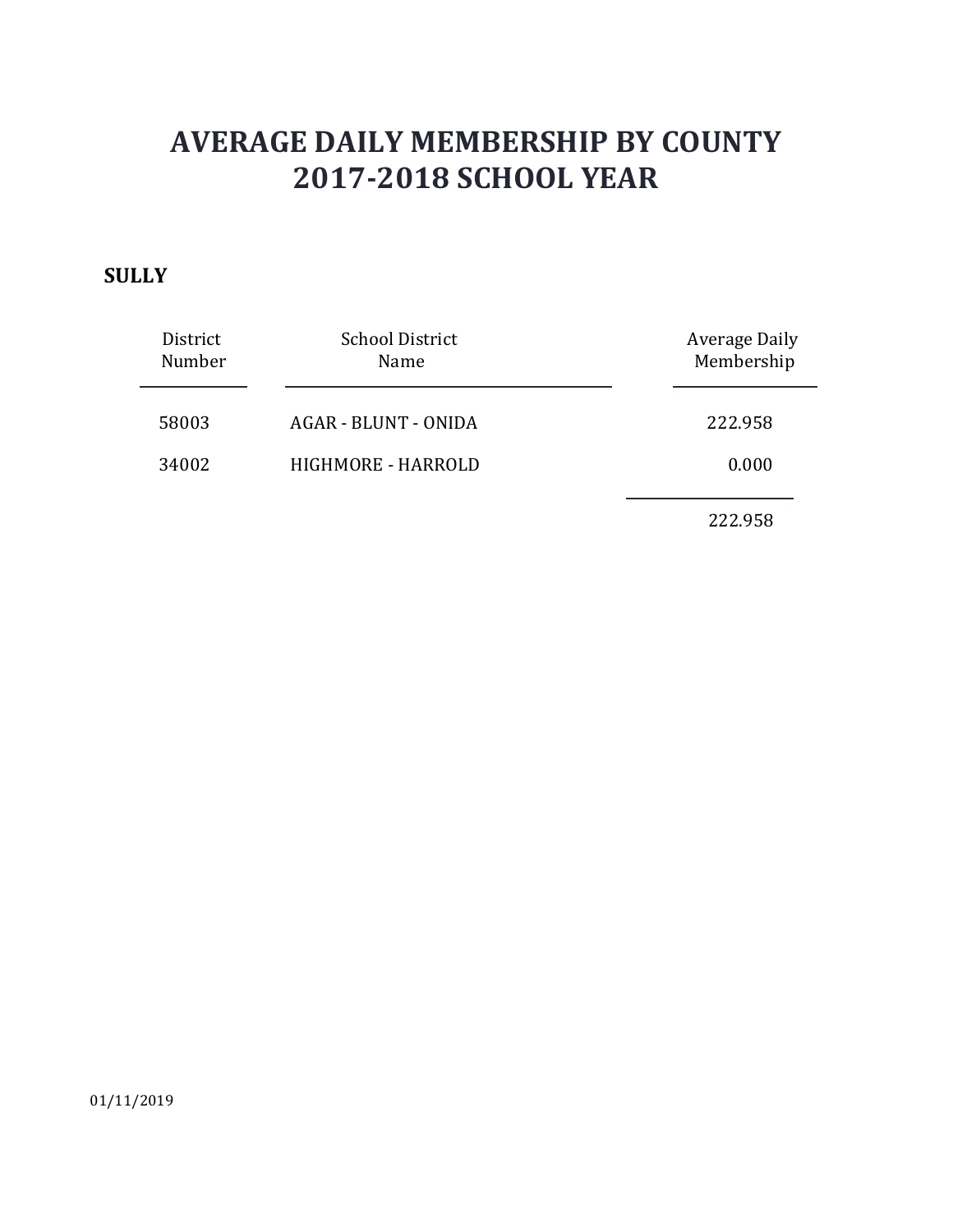# AVERAGE DAILY MEMBERSHIP BY COUNTY
# 2017-2018 SCHOOL YEAR

**SULLY**

| District Number | School District Name | Average Daily Membership |
|---|---|---|
| 58003 | AGAR - BLUNT - ONIDA | 222.958 |
| 34002 | HIGHMORE - HARROLD | 0.000 |
| | | 222.958 |

01/11/2019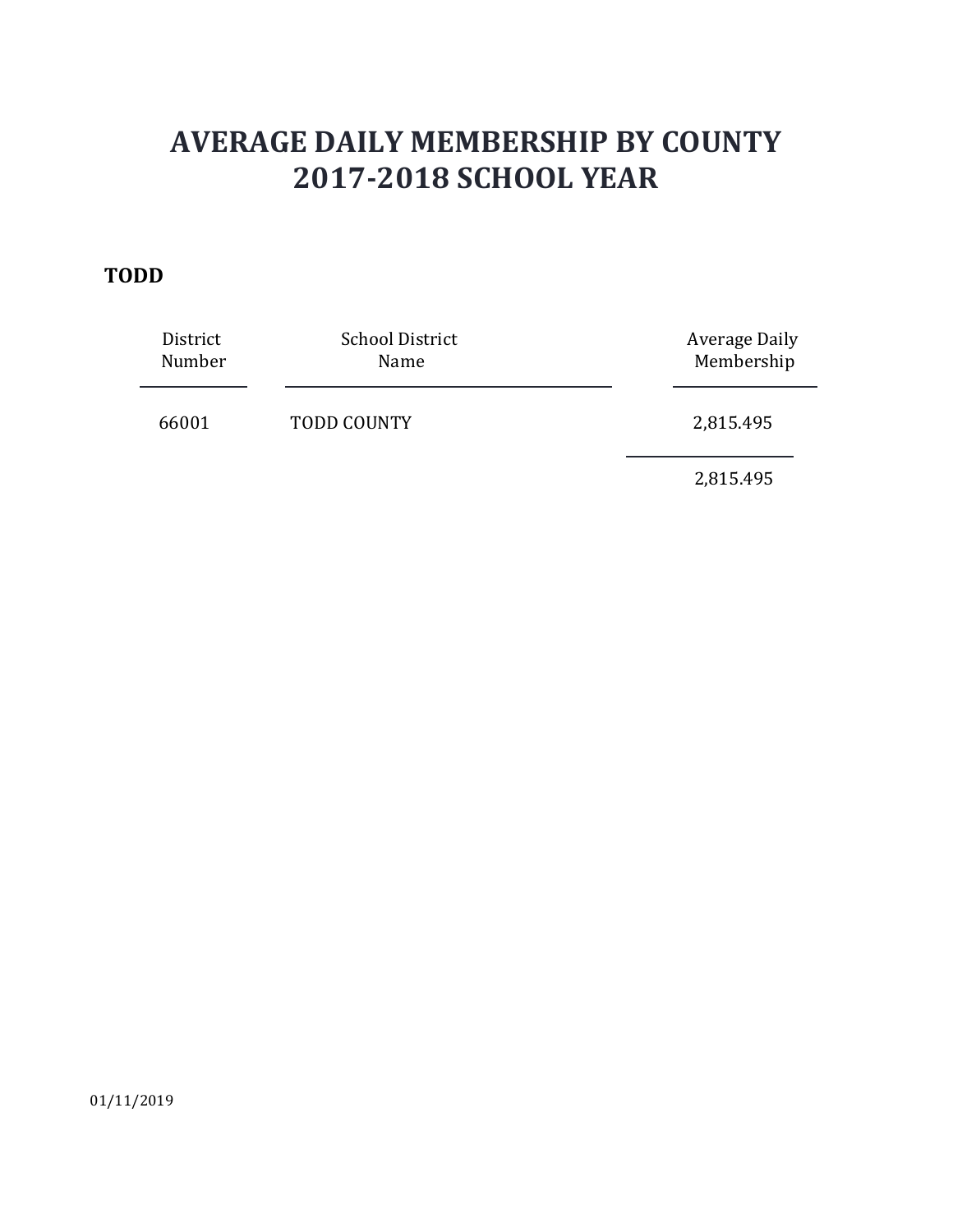# AVERAGE DAILY MEMBERSHIP BY COUNTY
# 2017-2018 SCHOOL YEAR

**TODD**

| District Number | School District Name | Average Daily Membership |
|---|---|---|
| 66001 | TODD COUNTY | 2,815.495 |
| | | 2,815.495 |

01/11/2019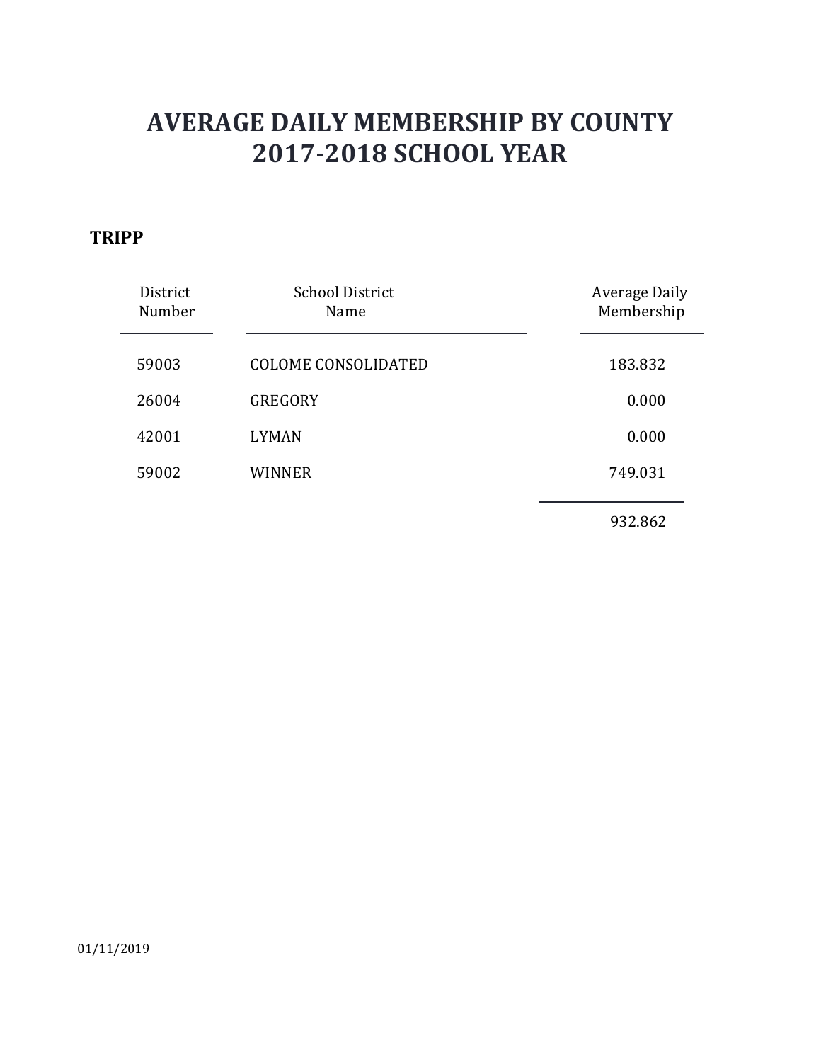# AVERAGE DAILY MEMBERSHIP BY COUNTY
# 2017-2018 SCHOOL YEAR

**TRIPP**

| District Number | School District Name | Average Daily Membership |
|---|---|---|
| 59003 | COLOME CONSOLIDATED | 183.832 |
| 26004 | GREGORY | 0.000 |
| 42001 | LYMAN | 0.000 |
| 59002 | WINNER | 749.031 |
| | | 932.862 |

01/11/2019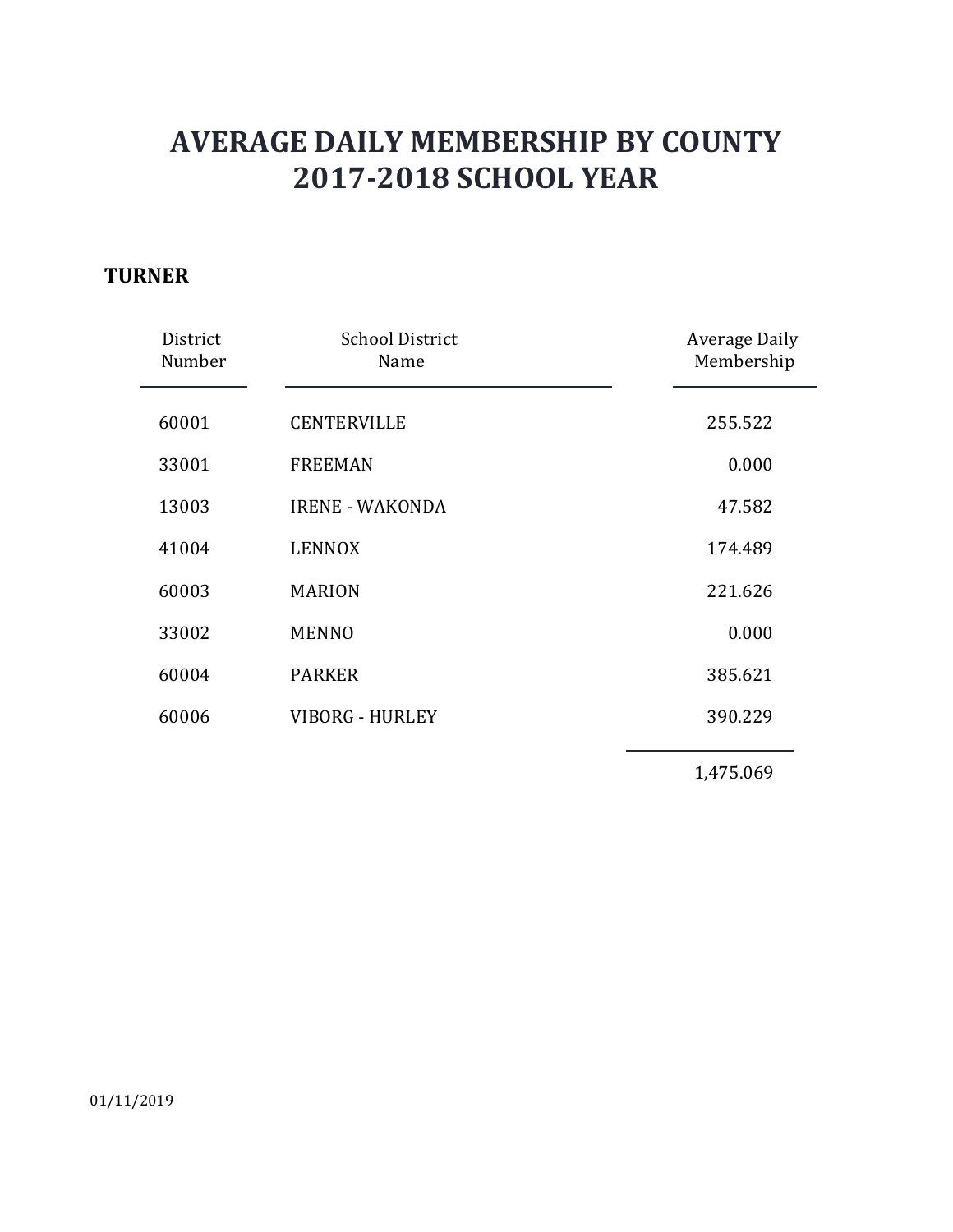# AVERAGE DAILY MEMBERSHIP BY COUNTY
# 2017-2018 SCHOOL YEAR

**TURNER**

| District Number | School District Name | Average Daily Membership |
|---|---|---|
| 60001 | CENTERVILLE | 255.522 |
| 33001 | FREEMAN | 0.000 |
| 13003 | IRENE - WAKONDA | 47.582 |
| 41004 | LENNOX | 174.489 |
| 60003 | MARION | 221.626 |
| 33002 | MENNO | 0.000 |
| 60004 | PARKER | 385.621 |
| 60006 | VIBORG - HURLEY | 390.229 |
| | | 1,475.069 |

01/11/2019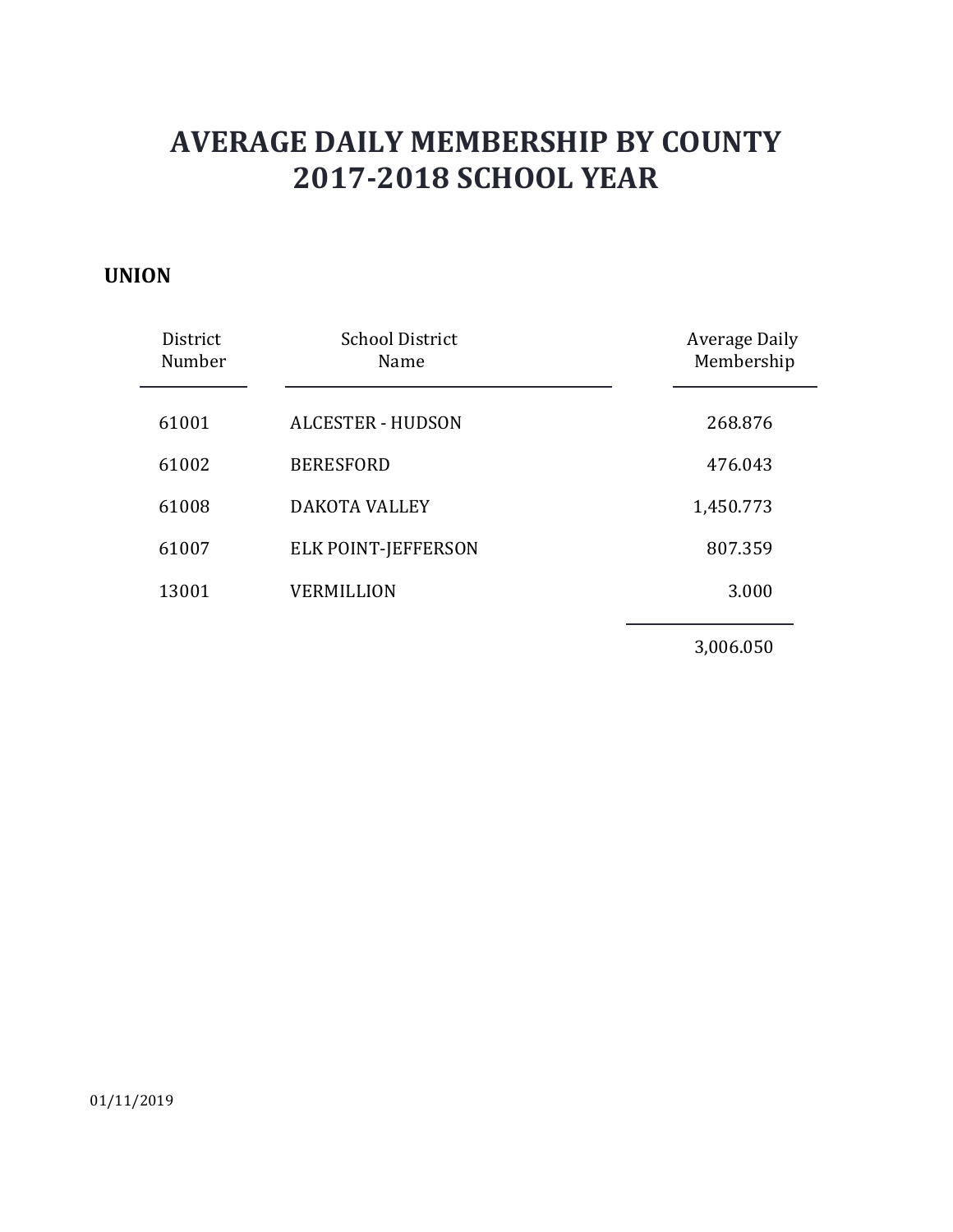# AVERAGE DAILY MEMBERSHIP BY COUNTY
# 2017-2018 SCHOOL YEAR

**UNION**

| District Number | School District Name | Average Daily Membership |
|---|---|---|
| 61001 | ALCESTER - HUDSON | 268.876 |
| 61002 | BERESFORD | 476.043 |
| 61008 | DAKOTA VALLEY | 1,450.773 |
| 61007 | ELK POINT-JEFFERSON | 807.359 |
| 13001 | VERMILLION | 3.000 |
| | | 3,006.050 |

01/11/2019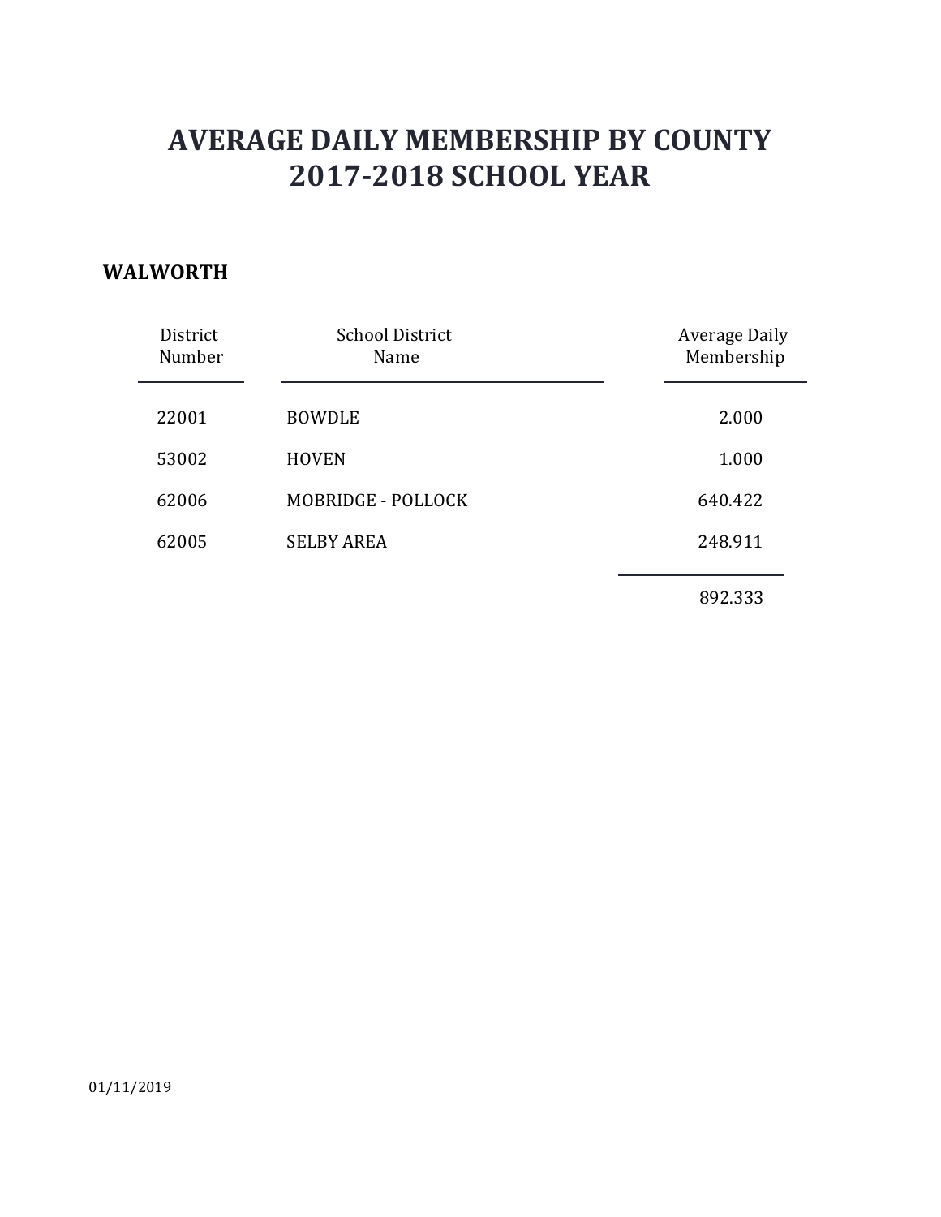# AVERAGE DAILY MEMBERSHIP BY COUNTY
# 2017-2018 SCHOOL YEAR

## WALWORTH

| District Number | School District Name | Average Daily Membership |
|---|---|---|
| 22001 | BOWDLE | 2.000 |
| 53002 | HOVEN | 1.000 |
| 62006 | MOBRIDGE - POLLOCK | 640.422 |
| 62005 | SELBY AREA | 248.911 |
| | | 892.333 |

01/11/2019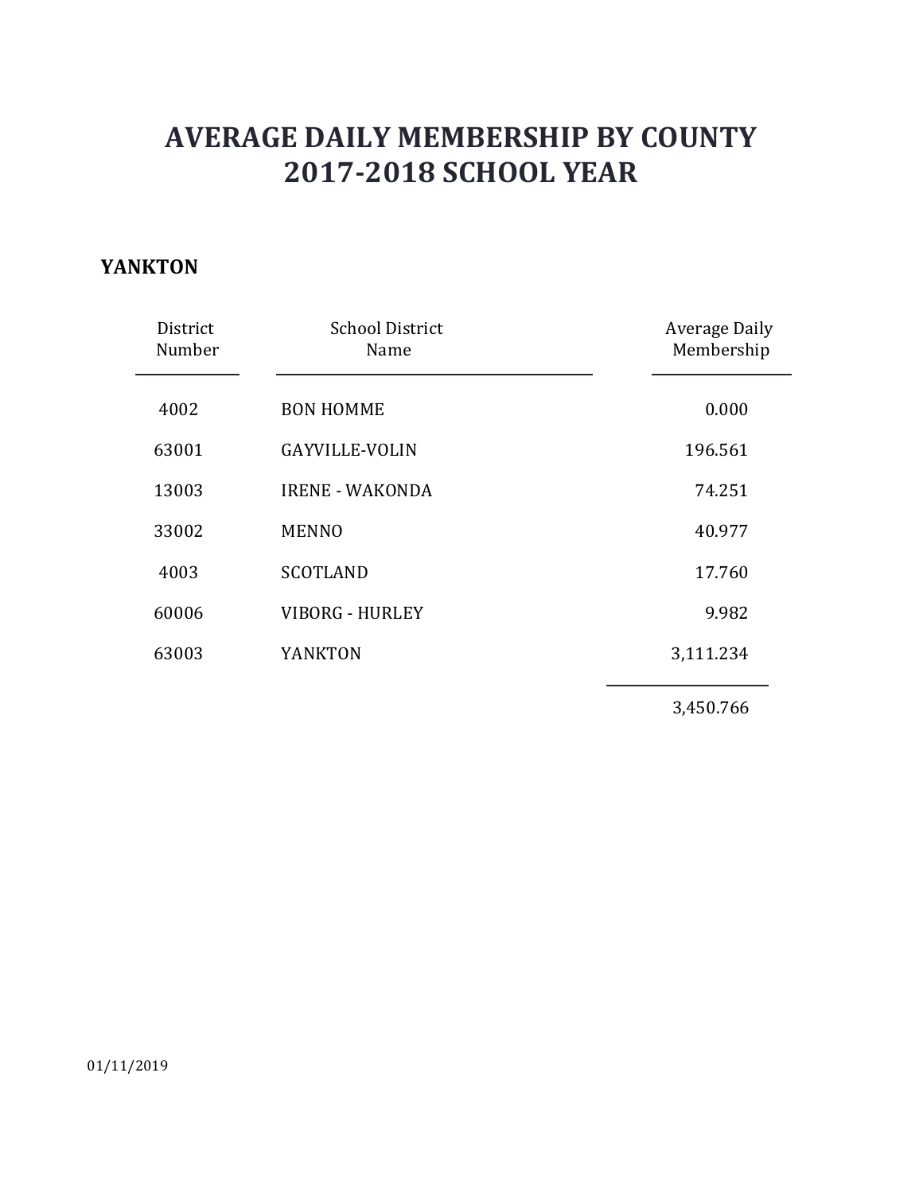# AVERAGE DAILY MEMBERSHIP BY COUNTY
# 2017-2018 SCHOOL YEAR

**YANKTON**

| District Number | School District Name | Average Daily Membership |
|---|---|---|
| 4002 | BON HOMME | 0.000 |
| 63001 | GAYVILLE-VOLIN | 196.561 |
| 13003 | IRENE - WAKONDA | 74.251 |
| 33002 | MENNO | 40.977 |
| 4003 | SCOTLAND | 17.760 |
| 60006 | VIBORG - HURLEY | 9.982 |
| 63003 | YANKTON | 3,111.234 |
| | | 3,450.766 |

01/11/2019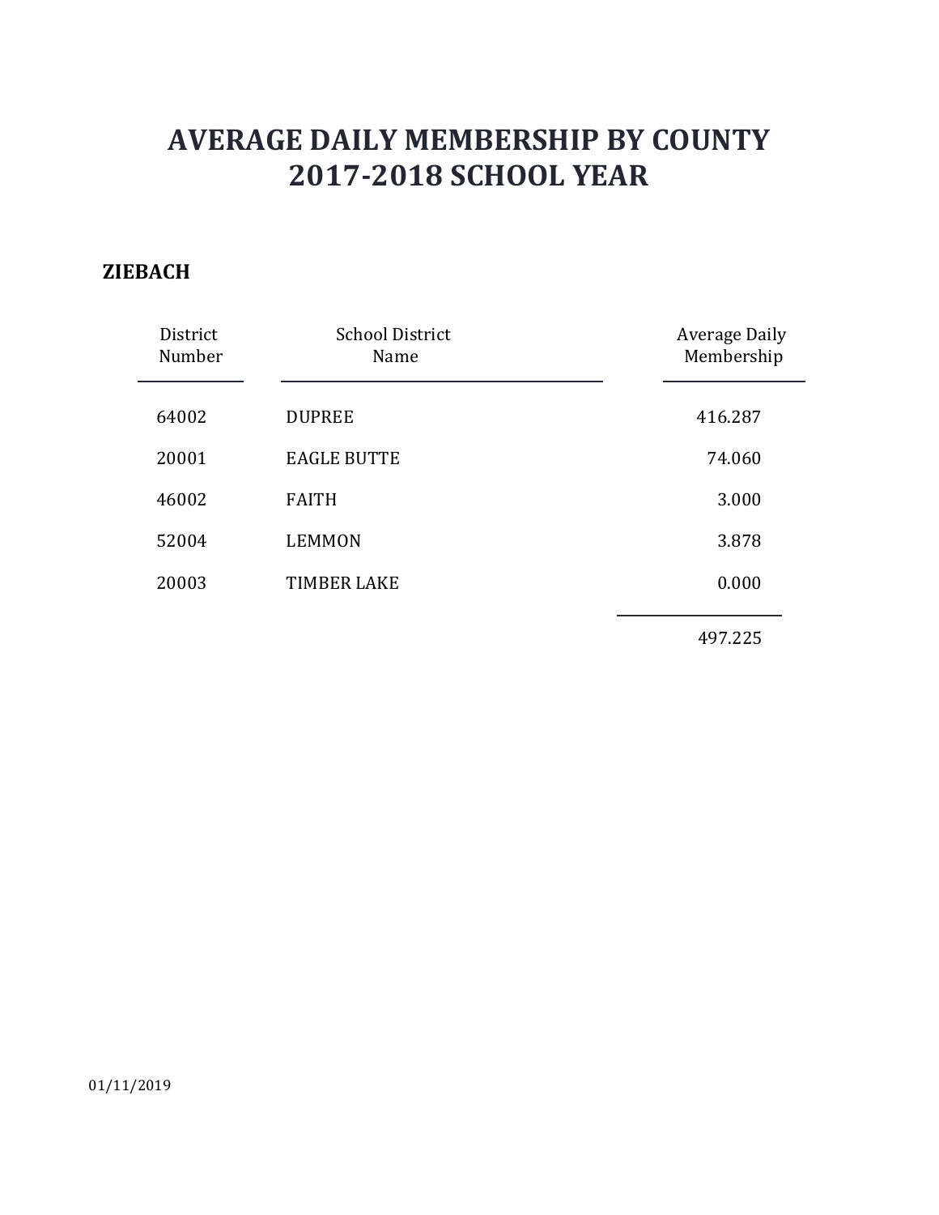# AVERAGE DAILY MEMBERSHIP BY COUNTY
# 2017-2018 SCHOOL YEAR

**ZIEBACH**

| District Number | School District Name | Average Daily Membership |
|---|---|---|
| 64002 | DUPREE | 416.287 |
| 20001 | EAGLE BUTTE | 74.060 |
| 46002 | FAITH | 3.000 |
| 52004 | LEMMON | 3.878 |
| 20003 | TIMBER LAKE | 0.000 |
| | | 497.225 |

01/11/2019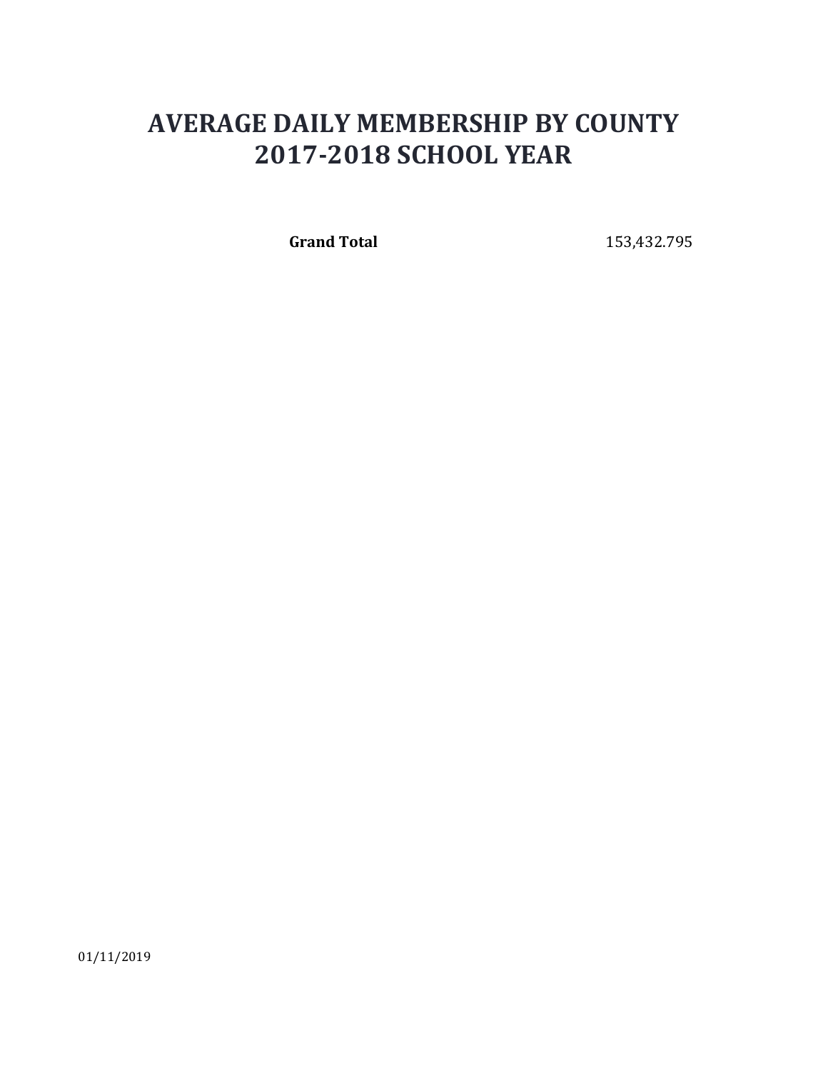# AVERAGE DAILY MEMBERSHIP BY COUNTY
# 2017-2018 SCHOOL YEAR

| | |
|---|---|
| **Grand Total** | 153,432.795 |

01/11/2019